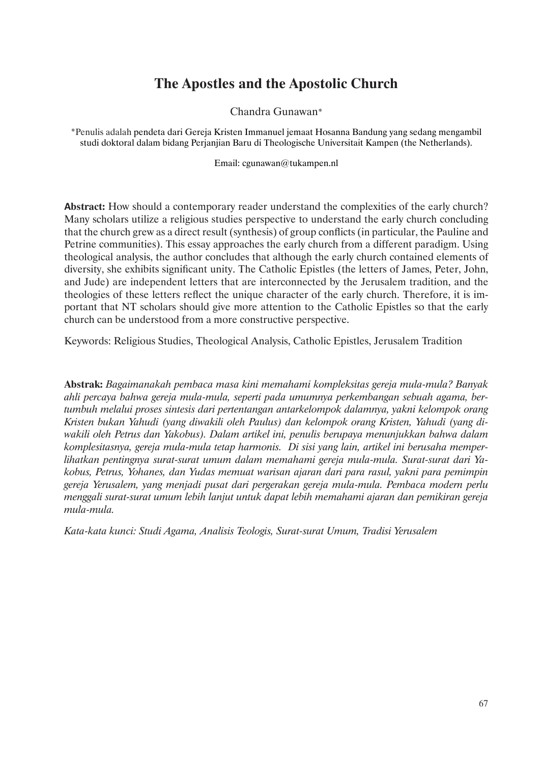# The Apostles and the Apostolic Church

Chandra Gunawan*

*Penulis adalah pendeta dari Gereja Kristen Immanuel jemaat Hosanna Bandung yang sedang mengambil studi doktoral dalam bidang Perjanjian Baru di Theologische Universitait Kampen (the Netherlands).

Email: cgunawan@tukampen.nl

**Abstract:** How should a contemporary reader understand the complexities of the early church? Many scholars utilize a religious studies perspective to understand the early church concluding that the church grew as a direct result (synthesis) of group conflicts (in particular, the Pauline and Petrine communities). This essay approaches the early church from a different paradigm. Using theological analysis, the author concludes that although the early church contained elements of diversity, she exhibits significant unity. The Catholic Epistles (the letters of James, Peter, John, and Jude) are independent letters that are interconnected by the Jerusalem tradition, and the theologies of these letters reflect the unique character of the early church. Therefore, it is important that NT scholars should give more attention to the Catholic Epistles so that the early church can be understood from a more constructive perspective.

Keywords: Religious Studies, Theological Analysis, Catholic Epistles, Jerusalem Tradition

**Abstrak:** *Bagaimanakah pembaca masa kini memahami kompleksitas gereja mula-mula? Banyak ahli percaya bahwa gereja mula-mula, seperti pada umumnya perkembangan sebuah agama, bertumbuh melalui proses sintesis dari pertentangan antarkelompok dalamnya, yakni kelompok orang Kristen bukan Yahudi (yang diwakili oleh Paulus) dan kelompok orang Kristen, Yahudi (yang diwakili oleh Petrus dan Yakobus). Dalam artikel ini, penulis berupaya menunjukkan bahwa dalam komplesitasnya, gereja mula-mula tetap harmonis. Di sisi yang lain, artikel ini berusaha memperlihatkan pentingnya surat-surat umum dalam memahami gereja mula-mula. Surat-surat dari Yakobus, Petrus, Yohanes, dan Yudas memuat warisan ajaran dari para rasul, yakni para pemimpin gereja Yerusalem, yang menjadi pusat dari pergerakan gereja mula-mula. Pembaca modern perlu menggali surat-surat umum lebih lanjut untuk dapat lebih memahami ajaran dan pemikiran gereja mula-mula.*

*Kata-kata kunci: Studi Agama, Analisis Teologis, Surat-surat Umum, Tradisi Yerusalem*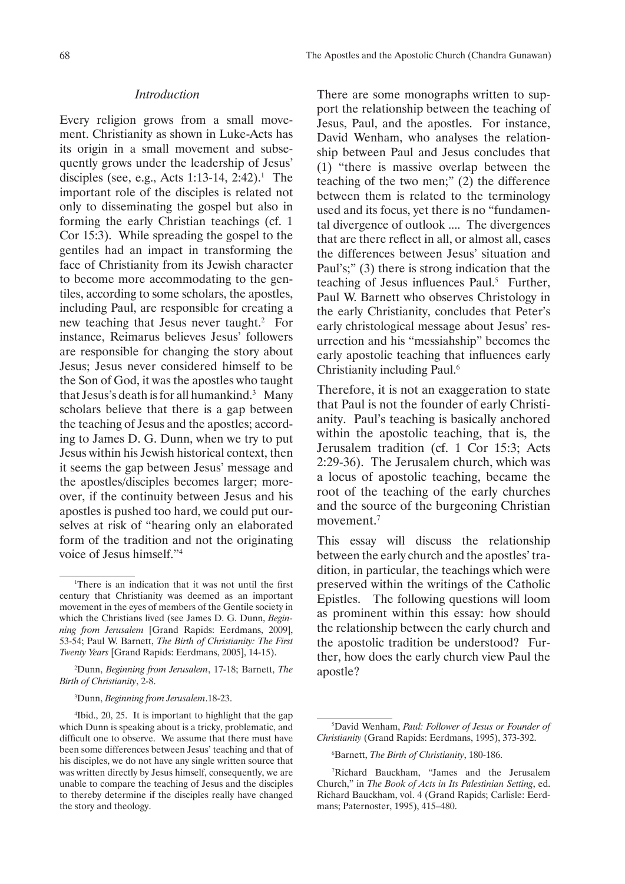## *Introduction*

Every religion grows from a small movement. Christianity as shown in Luke-Acts has its origin in a small movement and subsequently grows under the leadership of Jesus' disciples (see, e.g., Acts 1:13-14, 2:42).[1] The important role of the disciples is related not only to disseminating the gospel but also in forming the early Christian teachings (cf. 1 Cor 15:3). While spreading the gospel to the gentiles had an impact in transforming the face of Christianity from its Jewish character to become more accommodating to the gentiles, according to some scholars, the apostles, including Paul, are responsible for creating a new teaching that Jesus never taught.[2] For instance, Reimarus believes Jesus' followers are responsible for changing the story about Jesus; Jesus never considered himself to be the Son of God, it was the apostles who taught that Jesus's death is for all humankind.[3] Many scholars believe that there is a gap between the teaching of Jesus and the apostles; according to James D. G. Dunn, when we try to put Jesus within his Jewish historical context, then it seems the gap between Jesus' message and the apostles/disciples becomes larger; moreover, if the continuity between Jesus and his apostles is pushed too hard, we could put ourselves at risk of "hearing only an elaborated form of the tradition and not the originating voice of Jesus himself."[4]

There are some monographs written to support the relationship between the teaching of Jesus, Paul, and the apostles. For instance, David Wenham, who analyses the relationship between Paul and Jesus concludes that (1) "there is massive overlap between the teaching of the two men;" (2) the difference between them is related to the terminology used and its focus, yet there is no "fundamental divergence of outlook .... The divergences that are there reflect in all, or almost all, cases the differences between Jesus' situation and Paul's;" (3) there is strong indication that the teaching of Jesus influences Paul.[5] Further, Paul W. Barnett who observes Christology in the early Christianity, concludes that Peter's early christological message about Jesus' resurrection and his "messiahship" becomes the early apostolic teaching that influences early Christianity including Paul.[6]

Therefore, it is not an exaggeration to state that Paul is not the founder of early Christianity. Paul's teaching is basically anchored within the apostolic teaching, that is, the Jerusalem tradition (cf. 1 Cor 15:3; Acts 2:29-36). The Jerusalem church, which was a locus of apostolic teaching, became the root of the teaching of the early churches and the source of the burgeoning Christian movement.[7]

This essay will discuss the relationship between the early church and the apostles' tradition, in particular, the teachings which were preserved within the writings of the Catholic Epistles. The following questions will loom as prominent within this essay: how should the relationship between the early church and the apostolic tradition be understood? Further, how does the early church view Paul the apostle?

---

[1]There is an indication that it was not until the first century that Christianity was deemed as an important movement in the eyes of members of the Gentile society in which the Christians lived (see James D. G. Dunn, *Beginning from Jerusalem* [Grand Rapids: Eerdmans, 2009], 53-54; Paul W. Barnett, *The Birth of Christianity: The First Twenty Years* [Grand Rapids: Eerdmans, 2005], 14-15).

[2]Dunn, *Beginning from Jerusalem*, 17-18; Barnett, *The Birth of Christianity*, 2-8.

[3]Dunn, *Beginning from Jerusalem*.18-23.

[4]Ibid., 20, 25. It is important to highlight that the gap which Dunn is speaking about is a tricky, problematic, and difficult one to observe. We assume that there must have been some differences between Jesus' teaching and that of his disciples, we do not have any single written source that was written directly by Jesus himself, consequently, we are unable to compare the teaching of Jesus and the disciples to thereby determine if the disciples really have changed the story and theology.

[5]David Wenham, *Paul: Follower of Jesus or Founder of Christianity* (Grand Rapids: Eerdmans, 1995), 373-392.

[6]Barnett, *The Birth of Christianity*, 180-186.

[7]Richard Bauckham, "James and the Jerusalem Church," in *The Book of Acts in Its Palestinian Setting*, ed. Richard Bauckham, vol. 4 (Grand Rapids; Carlisle: Eerdmans; Paternoster, 1995), 415–480.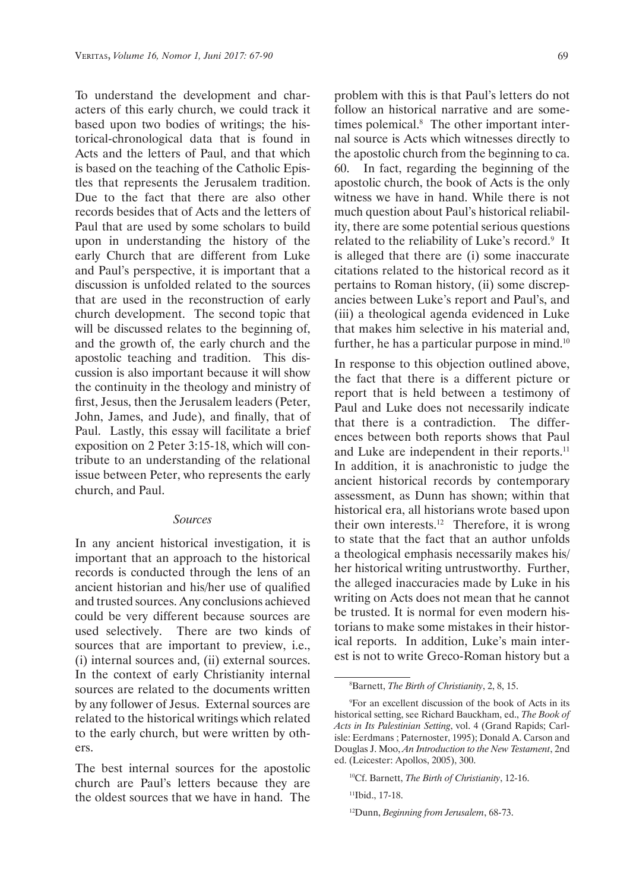To understand the development and characters of this early church, we could track it based upon two bodies of writings; the historical-chronological data that is found in Acts and the letters of Paul, and that which is based on the teaching of the Catholic Epistles that represents the Jerusalem tradition. Due to the fact that there are also other records besides that of Acts and the letters of Paul that are used by some scholars to build upon in understanding the history of the early Church that are different from Luke and Paul's perspective, it is important that a discussion is unfolded related to the sources that are used in the reconstruction of early church development. The second topic that will be discussed relates to the beginning of, and the growth of, the early church and the apostolic teaching and tradition. This discussion is also important because it will show the continuity in the theology and ministry of first, Jesus, then the Jerusalem leaders (Peter, John, James, and Jude), and finally, that of Paul. Lastly, this essay will facilitate a brief exposition on 2 Peter 3:15-18, which will contribute to an understanding of the relational issue between Peter, who represents the early church, and Paul.

### *Sources*

In any ancient historical investigation, it is important that an approach to the historical records is conducted through the lens of an ancient historian and his/her use of qualified and trusted sources. Any conclusions achieved could be very different because sources are used selectively. There are two kinds of sources that are important to preview, i.e., (i) internal sources and, (ii) external sources. In the context of early Christianity internal sources are related to the documents written by any follower of Jesus. External sources are related to the historical writings which related to the early church, but were written by others.

The best internal sources for the apostolic church are Paul's letters because they are the oldest sources that we have in hand. The problem with this is that Paul's letters do not follow an historical narrative and are sometimes polemical.[8] The other important internal source is Acts which witnesses directly to the apostolic church from the beginning to ca. 60. In fact, regarding the beginning of the apostolic church, the book of Acts is the only witness we have in hand. While there is not much question about Paul's historical reliability, there are some potential serious questions related to the reliability of Luke's record.[9] It is alleged that there are (i) some inaccurate citations related to the historical record as it pertains to Roman history, (ii) some discrepancies between Luke's report and Paul's, and (iii) a theological agenda evidenced in Luke that makes him selective in his material and, further, he has a particular purpose in mind.[10]

In response to this objection outlined above, the fact that there is a different picture or report that is held between a testimony of Paul and Luke does not necessarily indicate that there is a contradiction. The differences between both reports shows that Paul and Luke are independent in their reports.[11] In addition, it is anachronistic to judge the ancient historical records by contemporary assessment, as Dunn has shown; within that historical era, all historians wrote based upon their own interests.[12] Therefore, it is wrong to state that the fact that an author unfolds a theological emphasis necessarily makes his/her historical writing untrustworthy. Further, the alleged inaccuracies made by Luke in his writing on Acts does not mean that he cannot be trusted. It is normal for even modern historians to make some mistakes in their historical reports. In addition, Luke's main interest is not to write Greco-Roman history but a

---

[8] Barnett, *The Birth of Christianity*, 2, 8, 15.

[9] For an excellent discussion of the book of Acts in its historical setting, see Richard Bauckham, ed., *The Book of Acts in Its Palestinian Setting*, vol. 4 (Grand Rapids; Carlisle: Eerdmans ; Paternoster, 1995); Donald A. Carson and Douglas J. Moo, *An Introduction to the New Testament*, 2nd ed. (Leicester: Apollos, 2005), 300.

[10] Cf. Barnett, *The Birth of Christianity*, 12-16.

[11] Ibid., 17-18.

[12] Dunn, *Beginning from Jerusalem*, 68-73.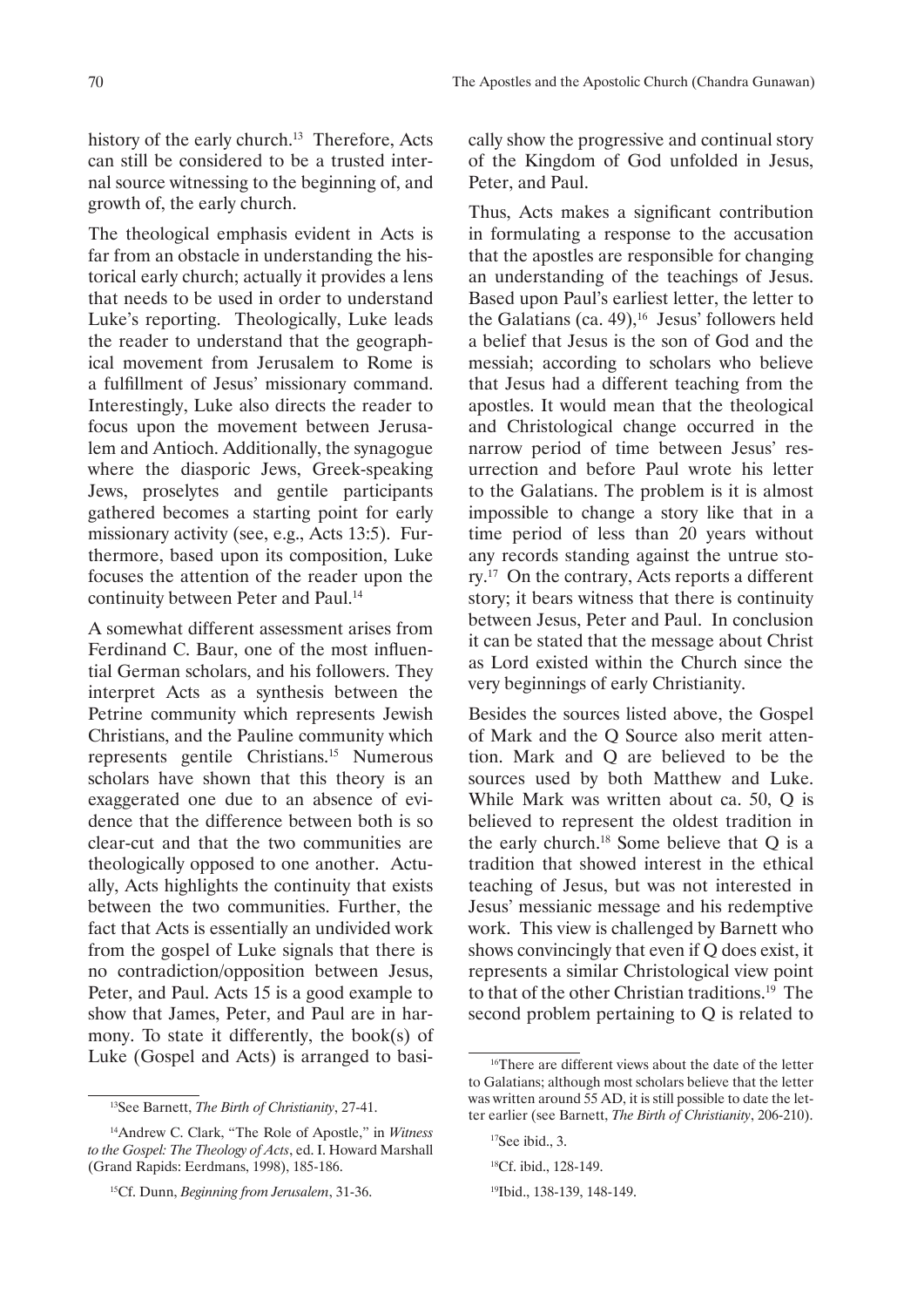history of the early church.[13] Therefore, Acts can still be considered to be a trusted internal source witnessing to the beginning of, and growth of, the early church.

The theological emphasis evident in Acts is far from an obstacle in understanding the historical early church; actually it provides a lens that needs to be used in order to understand Luke's reporting. Theologically, Luke leads the reader to understand that the geographical movement from Jerusalem to Rome is a fulfillment of Jesus' missionary command. Interestingly, Luke also directs the reader to focus upon the movement between Jerusalem and Antioch. Additionally, the synagogue where the diasporic Jews, Greek-speaking Jews, proselytes and gentile participants gathered becomes a starting point for early missionary activity (see, e.g., Acts 13:5). Furthermore, based upon its composition, Luke focuses the attention of the reader upon the continuity between Peter and Paul.[14]

A somewhat different assessment arises from Ferdinand C. Baur, one of the most influential German scholars, and his followers. They interpret Acts as a synthesis between the Petrine community which represents Jewish Christians, and the Pauline community which represents gentile Christians.[15] Numerous scholars have shown that this theory is an exaggerated one due to an absence of evidence that the difference between both is so clear-cut and that the two communities are theologically opposed to one another. Actually, Acts highlights the continuity that exists between the two communities. Further, the fact that Acts is essentially an undivided work from the gospel of Luke signals that there is no contradiction/opposition between Jesus, Peter, and Paul. Acts 15 is a good example to show that James, Peter, and Paul are in harmony. To state it differently, the book(s) of Luke (Gospel and Acts) is arranged to basically show the progressive and continual story of the Kingdom of God unfolded in Jesus, Peter, and Paul.

Thus, Acts makes a significant contribution in formulating a response to the accusation that the apostles are responsible for changing an understanding of the teachings of Jesus. Based upon Paul's earliest letter, the letter to the Galatians (ca. 49),[16] Jesus' followers held a belief that Jesus is the son of God and the messiah; according to scholars who believe that Jesus had a different teaching from the apostles. It would mean that the theological and Christological change occurred in the narrow period of time between Jesus' resurrection and before Paul wrote his letter to the Galatians. The problem is it is almost impossible to change a story like that in a time period of less than 20 years without any records standing against the untrue story.[17] On the contrary, Acts reports a different story; it bears witness that there is continuity between Jesus, Peter and Paul. In conclusion it can be stated that the message about Christ as Lord existed within the Church since the very beginnings of early Christianity.

Besides the sources listed above, the Gospel of Mark and the Q Source also merit attention. Mark and Q are believed to be the sources used by both Matthew and Luke. While Mark was written about ca. 50, Q is believed to represent the oldest tradition in the early church.[18] Some believe that Q is a tradition that showed interest in the ethical teaching of Jesus, but was not interested in Jesus' messianic message and his redemptive work. This view is challenged by Barnett who shows convincingly that even if Q does exist, it represents a similar Christological view point to that of the other Christian traditions.[19] The second problem pertaining to Q is related to

---

[13] See Barnett, *The Birth of Christianity*, 27-41.

[14] Andrew C. Clark, "The Role of Apostle," in *Witness to the Gospel: The Theology of Acts*, ed. I. Howard Marshall (Grand Rapids: Eerdmans, 1998), 185-186.

[15] Cf. Dunn, *Beginning from Jerusalem*, 31-36.

[16] There are different views about the date of the letter to Galatians; although most scholars believe that the letter was written around 55 AD, it is still possible to date the letter earlier (see Barnett, *The Birth of Christianity*, 206-210).

[17] See ibid., 3.

[18] Cf. ibid., 128-149.

[19] Ibid., 138-139, 148-149.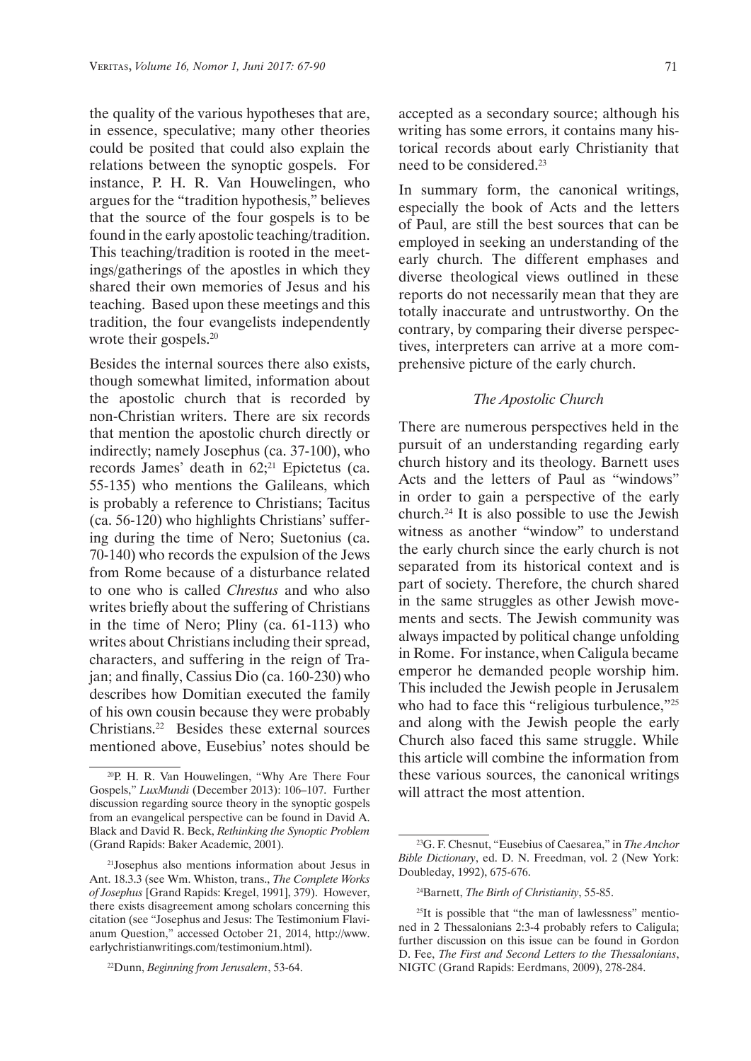the quality of the various hypotheses that are, in essence, speculative; many other theories could be posited that could also explain the relations between the synoptic gospels. For instance, P. H. R. Van Houwelingen, who argues for the "tradition hypothesis," believes that the source of the four gospels is to be found in the early apostolic teaching/tradition. This teaching/tradition is rooted in the meetings/gatherings of the apostles in which they shared their own memories of Jesus and his teaching. Based upon these meetings and this tradition, the four evangelists independently wrote their gospels.[20]

Besides the internal sources there also exists, though somewhat limited, information about the apostolic church that is recorded by non-Christian writers. There are six records that mention the apostolic church directly or indirectly; namely Josephus (ca. 37-100), who records James' death in 62;[21] Epictetus (ca. 55-135) who mentions the Galileans, which is probably a reference to Christians; Tacitus (ca. 56-120) who highlights Christians' suffering during the time of Nero; Suetonius (ca. 70-140) who records the expulsion of the Jews from Rome because of a disturbance related to one who is called *Chrestus* and who also writes briefly about the suffering of Christians in the time of Nero; Pliny (ca. 61-113) who writes about Christians including their spread, characters, and suffering in the reign of Trajan; and finally, Cassius Dio (ca. 160-230) who describes how Domitian executed the family of his own cousin because they were probably Christians.[22] Besides these external sources mentioned above, Eusebius' notes should be accepted as a secondary source; although his writing has some errors, it contains many historical records about early Christianity that need to be considered.[23]

In summary form, the canonical writings, especially the book of Acts and the letters of Paul, are still the best sources that can be employed in seeking an understanding of the early church. The different emphases and diverse theological views outlined in these reports do not necessarily mean that they are totally inaccurate and untrustworthy. On the contrary, by comparing their diverse perspectives, interpreters can arrive at a more comprehensive picture of the early church.

### *The Apostolic Church*

There are numerous perspectives held in the pursuit of an understanding regarding early church history and its theology. Barnett uses Acts and the letters of Paul as "windows" in order to gain a perspective of the early church.[24] It is also possible to use the Jewish witness as another "window" to understand the early church since the early church is not separated from its historical context and is part of society. Therefore, the church shared in the same struggles as other Jewish movements and sects. The Jewish community was always impacted by political change unfolding in Rome. For instance, when Caligula became emperor he demanded people worship him. This included the Jewish people in Jerusalem who had to face this "religious turbulence,"[25] and along with the Jewish people the early Church also faced this same struggle. While this article will combine the information from these various sources, the canonical writings will attract the most attention.

---

[20] P. H. R. Van Houwelingen, "Why Are There Four Gospels," *LuxMundi* (December 2013): 106–107. Further discussion regarding source theory in the synoptic gospels from an evangelical perspective can be found in David A. Black and David R. Beck, *Rethinking the Synoptic Problem* (Grand Rapids: Baker Academic, 2001).

[21] Josephus also mentions information about Jesus in Ant. 18.3.3 (see Wm. Whiston, trans., *The Complete Works of Josephus* [Grand Rapids: Kregel, 1991], 379). However, there exists disagreement among scholars concerning this citation (see "Josephus and Jesus: The Testimonium Flavianum Question," accessed October 21, 2014, http://www.earlychristianwritings.com/testimonium.html).

[22] Dunn, *Beginning from Jerusalem*, 53-64.

[23] G. F. Chesnut, "Eusebius of Caesarea," in *The Anchor Bible Dictionary*, ed. D. N. Freedman, vol. 2 (New York: Doubleday, 1992), 675-676.

[24] Barnett, *The Birth of Christianity*, 55-85.

[25] It is possible that "the man of lawlessness" mentioned in 2 Thessalonians 2:3-4 probably refers to Caligula; further discussion on this issue can be found in Gordon D. Fee, *The First and Second Letters to the Thessalonians*, NIGTC (Grand Rapids: Eerdmans, 2009), 278-284.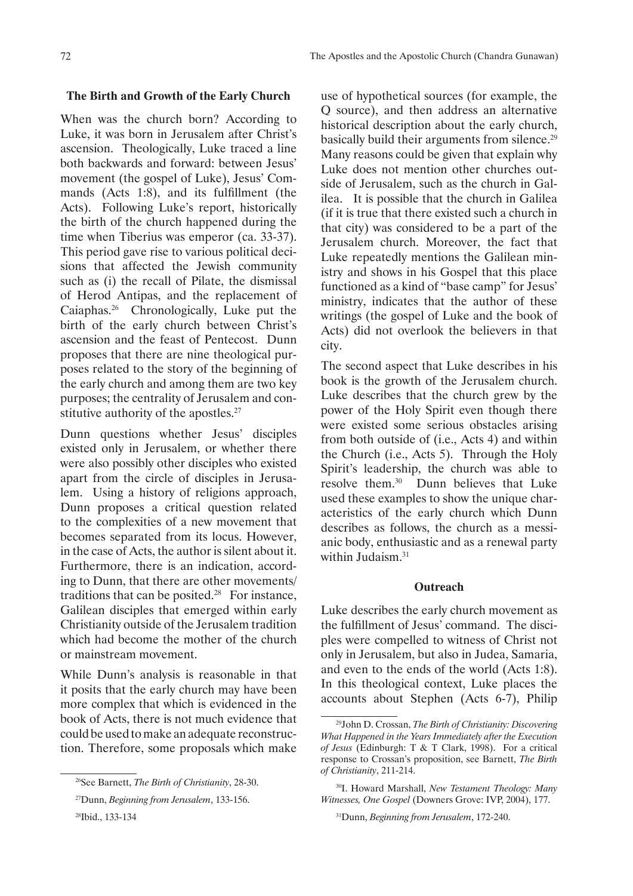## The Birth and Growth of the Early Church

When was the church born? According to Luke, it was born in Jerusalem after Christ's ascension. Theologically, Luke traced a line both backwards and forward: between Jesus' movement (the gospel of Luke), Jesus' Commands (Acts 1:8), and its fulfillment (the Acts). Following Luke's report, historically the birth of the church happened during the time when Tiberius was emperor (ca. 33-37). This period gave rise to various political decisions that affected the Jewish community such as (i) the recall of Pilate, the dismissal of Herod Antipas, and the replacement of Caiaphas.[26] Chronologically, Luke put the birth of the early church between Christ's ascension and the feast of Pentecost. Dunn proposes that there are nine theological purposes related to the story of the beginning of the early church and among them are two key purposes; the centrality of Jerusalem and constitutive authority of the apostles.[27]

Dunn questions whether Jesus' disciples existed only in Jerusalem, or whether there were also possibly other disciples who existed apart from the circle of disciples in Jerusalem. Using a history of religions approach, Dunn proposes a critical question related to the complexities of a new movement that becomes separated from its locus. However, in the case of Acts, the author is silent about it. Furthermore, there is an indication, according to Dunn, that there are other movements/traditions that can be posited.[28] For instance, Galilean disciples that emerged within early Christianity outside of the Jerusalem tradition which had become the mother of the church or mainstream movement.

While Dunn's analysis is reasonable in that it posits that the early church may have been more complex that which is evidenced in the book of Acts, there is not much evidence that could be used to make an adequate reconstruction. Therefore, some proposals which make use of hypothetical sources (for example, the Q source), and then address an alternative historical description about the early church, basically build their arguments from silence.[29] Many reasons could be given that explain why Luke does not mention other churches outside of Jerusalem, such as the church in Galilea. It is possible that the church in Galilea (if it is true that there existed such a church in that city) was considered to be a part of the Jerusalem church. Moreover, the fact that Luke repeatedly mentions the Galilean ministry and shows in his Gospel that this place functioned as a kind of "base camp" for Jesus' ministry, indicates that the author of these writings (the gospel of Luke and the book of Acts) did not overlook the believers in that city.

The second aspect that Luke describes in his book is the growth of the Jerusalem church. Luke describes that the church grew by the power of the Holy Spirit even though there were existed some serious obstacles arising from both outside of (i.e., Acts 4) and within the Church (i.e., Acts 5). Through the Holy Spirit's leadership, the church was able to resolve them.[30] Dunn believes that Luke used these examples to show the unique characteristics of the early church which Dunn describes as follows, the church as a messianic body, enthusiastic and as a renewal party within Judaism.[31]

## Outreach

Luke describes the early church movement as the fulfillment of Jesus' command. The disciples were compelled to witness of Christ not only in Jerusalem, but also in Judea, Samaria, and even to the ends of the world (Acts 1:8). In this theological context, Luke places the accounts about Stephen (Acts 6-7), Philip

---

[26] See Barnett, *The Birth of Christianity*, 28-30.

[27] Dunn, *Beginning from Jerusalem*, 133-156.

[28] Ibid., 133-134

[29] John D. Crossan, *The Birth of Christianity: Discovering What Happened in the Years Immediately after the Execution of Jesus* (Edinburgh: T & T Clark, 1998). For a critical response to Crossan's proposition, see Barnett, *The Birth of Christianity*, 211-214.

[30] I. Howard Marshall, *New Testament Theology: Many Witnesses, One Gospel* (Downers Grove: IVP, 2004), 177.

[31] Dunn, *Beginning from Jerusalem*, 172-240.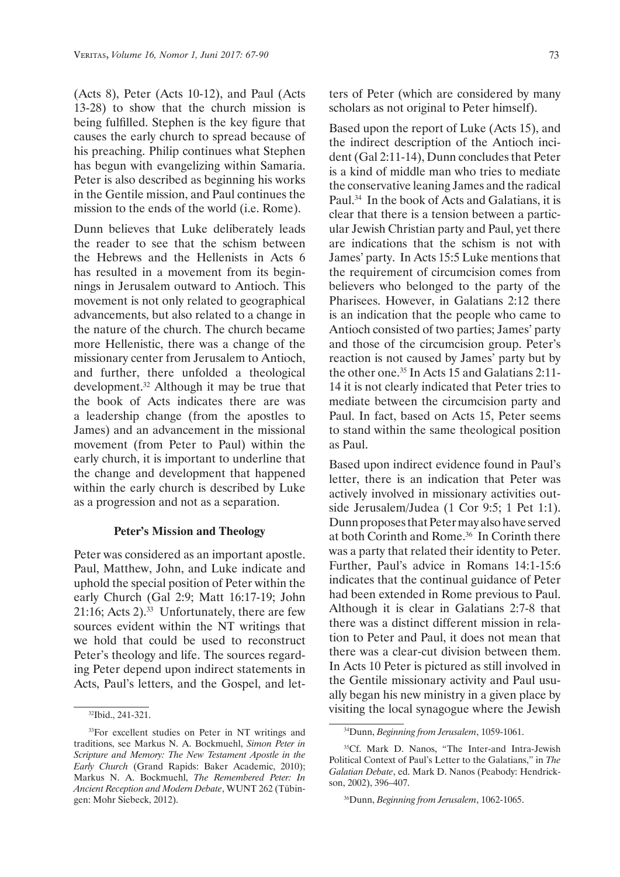(Acts 8), Peter (Acts 10-12), and Paul (Acts 13-28) to show that the church mission is being fulfilled. Stephen is the key figure that causes the early church to spread because of his preaching. Philip continues what Stephen has begun with evangelizing within Samaria. Peter is also described as beginning his works in the Gentile mission, and Paul continues the mission to the ends of the world (i.e. Rome).

Dunn believes that Luke deliberately leads the reader to see that the schism between the Hebrews and the Hellenists in Acts 6 has resulted in a movement from its beginnings in Jerusalem outward to Antioch. This movement is not only related to geographical advancements, but also related to a change in the nature of the church. The church became more Hellenistic, there was a change of the missionary center from Jerusalem to Antioch, and further, there unfolded a theological development.[32] Although it may be true that the book of Acts indicates there are was a leadership change (from the apostles to James) and an advancement in the missional movement (from Peter to Paul) within the early church, it is important to underline that the change and development that happened within the early church is described by Luke as a progression and not as a separation.

### Peter's Mission and Theology

Peter was considered as an important apostle. Paul, Matthew, John, and Luke indicate and uphold the special position of Peter within the early Church (Gal 2:9; Matt 16:17-19; John 21:16; Acts 2).[33] Unfortunately, there are few sources evident within the NT writings that we hold that could be used to reconstruct Peter's theology and life. The sources regarding Peter depend upon indirect statements in Acts, Paul's letters, and the Gospel, and letters of Peter (which are considered by many scholars as not original to Peter himself).

Based upon the report of Luke (Acts 15), and the indirect description of the Antioch incident (Gal 2:11-14), Dunn concludes that Peter is a kind of middle man who tries to mediate the conservative leaning James and the radical Paul.[34] In the book of Acts and Galatians, it is clear that there is a tension between a particular Jewish Christian party and Paul, yet there are indications that the schism is not with James' party. In Acts 15:5 Luke mentions that the requirement of circumcision comes from believers who belonged to the party of the Pharisees. However, in Galatians 2:12 there is an indication that the people who came to Antioch consisted of two parties; James' party and those of the circumcision group. Peter's reaction is not caused by James' party but by the other one.[35] In Acts 15 and Galatians 2:11-14 it is not clearly indicated that Peter tries to mediate between the circumcision party and Paul. In fact, based on Acts 15, Peter seems to stand within the same theological position as Paul.

Based upon indirect evidence found in Paul's letter, there is an indication that Peter was actively involved in missionary activities outside Jerusalem/Judea (1 Cor 9:5; 1 Pet 1:1). Dunn proposes that Peter may also have served at both Corinth and Rome.[36] In Corinth there was a party that related their identity to Peter. Further, Paul's advice in Romans 14:1-15:6 indicates that the continual guidance of Peter had been extended in Rome previous to Paul. Although it is clear in Galatians 2:7-8 that there was a distinct different mission in relation to Peter and Paul, it does not mean that there was a clear-cut division between them. In Acts 10 Peter is pictured as still involved in the Gentile missionary activity and Paul usually began his new ministry in a given place by visiting the local synagogue where the Jewish

---

[32] Ibid., 241-321.

[33] For excellent studies on Peter in NT writings and traditions, see Markus N. A. Bockmuehl, *Simon Peter in Scripture and Memory: The New Testament Apostle in the Early Church* (Grand Rapids: Baker Academic, 2010); Markus N. A. Bockmuehl, *The Remembered Peter: In Ancient Reception and Modern Debate*, WUNT 262 (Tübingen: Mohr Siebeck, 2012).

[34] Dunn, *Beginning from Jerusalem*, 1059-1061.

[35] Cf. Mark D. Nanos, "The Inter-and Intra-Jewish Political Context of Paul's Letter to the Galatians," in *The Galatian Debate*, ed. Mark D. Nanos (Peabody: Hendrickson, 2002), 396–407.

[36] Dunn, *Beginning from Jerusalem*, 1062-1065.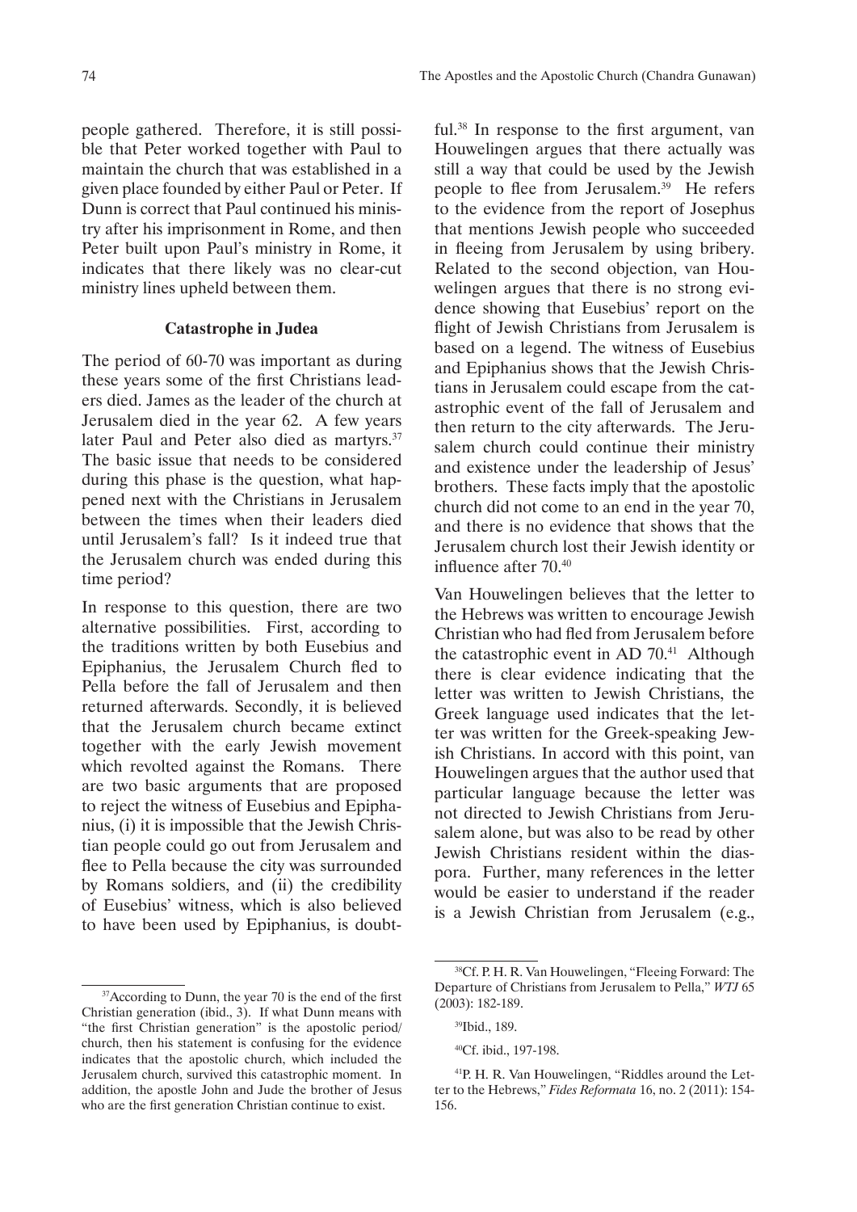people gathered. Therefore, it is still possible that Peter worked together with Paul to maintain the church that was established in a given place founded by either Paul or Peter. If Dunn is correct that Paul continued his ministry after his imprisonment in Rome, and then Peter built upon Paul's ministry in Rome, it indicates that there likely was no clear-cut ministry lines upheld between them.

### Catastrophe in Judea

The period of 60-70 was important as during these years some of the first Christians leaders died. James as the leader of the church at Jerusalem died in the year 62. A few years later Paul and Peter also died as martyrs.[37] The basic issue that needs to be considered during this phase is the question, what happened next with the Christians in Jerusalem between the times when their leaders died until Jerusalem's fall? Is it indeed true that the Jerusalem church was ended during this time period?

In response to this question, there are two alternative possibilities. First, according to the traditions written by both Eusebius and Epiphanius, the Jerusalem Church fled to Pella before the fall of Jerusalem and then returned afterwards. Secondly, it is believed that the Jerusalem church became extinct together with the early Jewish movement which revolted against the Romans. There are two basic arguments that are proposed to reject the witness of Eusebius and Epiphanius, (i) it is impossible that the Jewish Christian people could go out from Jerusalem and flee to Pella because the city was surrounded by Romans soldiers, and (ii) the credibility of Eusebius' witness, which is also believed to have been used by Epiphanius, is doubtful.[38] In response to the first argument, van Houwelingen argues that there actually was still a way that could be used by the Jewish people to flee from Jerusalem.[39] He refers to the evidence from the report of Josephus that mentions Jewish people who succeeded in fleeing from Jerusalem by using bribery. Related to the second objection, van Houwelingen argues that there is no strong evidence showing that Eusebius' report on the flight of Jewish Christians from Jerusalem is based on a legend. The witness of Eusebius and Epiphanius shows that the Jewish Christians in Jerusalem could escape from the catastrophic event of the fall of Jerusalem and then return to the city afterwards. The Jerusalem church could continue their ministry and existence under the leadership of Jesus' brothers. These facts imply that the apostolic church did not come to an end in the year 70, and there is no evidence that shows that the Jerusalem church lost their Jewish identity or influence after 70.[40]

Van Houwelingen believes that the letter to the Hebrews was written to encourage Jewish Christian who had fled from Jerusalem before the catastrophic event in AD 70.[41] Although there is clear evidence indicating that the letter was written to Jewish Christians, the Greek language used indicates that the letter was written for the Greek-speaking Jewish Christians. In accord with this point, van Houwelingen argues that the author used that particular language because the letter was not directed to Jewish Christians from Jerusalem alone, but was also to be read by other Jewish Christians resident within the diaspora. Further, many references in the letter would be easier to understand if the reader is a Jewish Christian from Jerusalem (e.g.,

---

[37] According to Dunn, the year 70 is the end of the first Christian generation (ibid., 3). If what Dunn means with "the first Christian generation" is the apostolic period/church, then his statement is confusing for the evidence indicates that the apostolic church, which included the Jerusalem church, survived this catastrophic moment. In addition, the apostle John and Jude the brother of Jesus who are the first generation Christian continue to exist.

[38] Cf. P. H. R. Van Houwelingen, "Fleeing Forward: The Departure of Christians from Jerusalem to Pella," *WTJ* 65 (2003): 182-189.

[39] Ibid., 189.

[40] Cf. ibid., 197-198.

[41] P. H. R. Van Houwelingen, "Riddles around the Letter to the Hebrews," *Fides Reformata* 16, no. 2 (2011): 154-156.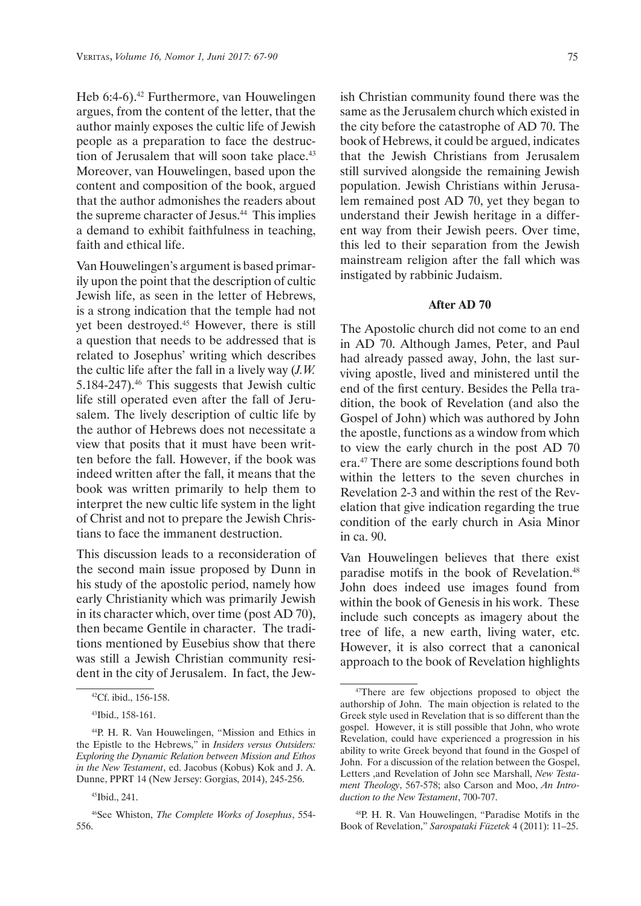Heb 6:4-6).[42] Furthermore, van Houwelingen argues, from the content of the letter, that the author mainly exposes the cultic life of Jewish people as a preparation to face the destruction of Jerusalem that will soon take place.[43] Moreover, van Houwelingen, based upon the content and composition of the book, argued that the author admonishes the readers about the supreme character of Jesus.[44] This implies a demand to exhibit faithfulness in teaching, faith and ethical life.

Van Houwelingen's argument is based primarily upon the point that the description of cultic Jewish life, as seen in the letter of Hebrews, is a strong indication that the temple had not yet been destroyed.[45] However, there is still a question that needs to be addressed that is related to Josephus' writing which describes the cultic life after the fall in a lively way (*J.W.* 5.184-247).[46] This suggests that Jewish cultic life still operated even after the fall of Jerusalem. The lively description of cultic life by the author of Hebrews does not necessitate a view that posits that it must have been written before the fall. However, if the book was indeed written after the fall, it means that the book was written primarily to help them to interpret the new cultic life system in the light of Christ and not to prepare the Jewish Christians to face the immanent destruction.

This discussion leads to a reconsideration of the second main issue proposed by Dunn in his study of the apostolic period, namely how early Christianity which was primarily Jewish in its character which, over time (post AD 70), then became Gentile in character. The traditions mentioned by Eusebius show that there was still a Jewish Christian community resident in the city of Jerusalem. In fact, the Jewish Christian community found there was the same as the Jerusalem church which existed in the city before the catastrophe of AD 70. The book of Hebrews, it could be argued, indicates that the Jewish Christians from Jerusalem still survived alongside the remaining Jewish population. Jewish Christians within Jerusalem remained post AD 70, yet they began to understand their Jewish heritage in a different way from their Jewish peers. Over time, this led to their separation from the Jewish mainstream religion after the fall which was instigated by rabbinic Judaism.

### After AD 70

The Apostolic church did not come to an end in AD 70. Although James, Peter, and Paul had already passed away, John, the last surviving apostle, lived and ministered until the end of the first century. Besides the Pella tradition, the book of Revelation (and also the Gospel of John) which was authored by John the apostle, functions as a window from which to view the early church in the post AD 70 era.[47] There are some descriptions found both within the letters to the seven churches in Revelation 2-3 and within the rest of the Revelation that give indication regarding the true condition of the early church in Asia Minor in ca. 90.

Van Houwelingen believes that there exist paradise motifs in the book of Revelation.[48] John does indeed use images found from within the book of Genesis in his work. These include such concepts as imagery about the tree of life, a new earth, living water, etc. However, it is also correct that a canonical approach to the book of Revelation highlights

---

[42] Cf. ibid., 156-158.

[43] Ibid., 158-161.

[44] P. H. R. Van Houwelingen, "Mission and Ethics in the Epistle to the Hebrews," in *Insiders versus Outsiders: Exploring the Dynamic Relation between Mission and Ethos in the New Testament*, ed. Jacobus (Kobus) Kok and J. A. Dunne, PPRT 14 (New Jersey: Gorgias, 2014), 245-256.

[45] Ibid., 241.

[46] See Whiston, *The Complete Works of Josephus*, 554-556.

[47] There are few objections proposed to object the authorship of John. The main objection is related to the Greek style used in Revelation that is so different than the gospel. However, it is still possible that John, who wrote Revelation, could have experienced a progression in his ability to write Greek beyond that found in the Gospel of John. For a discussion of the relation between the Gospel, Letters ,and Revelation of John see Marshall, *New Testament Theology*, 567-578; also Carson and Moo, *An Introduction to the New Testament*, 700-707.

[48] P. H. R. Van Houwelingen, "Paradise Motifs in the Book of Revelation," *Sarospataki Füzetek* 4 (2011): 11–25.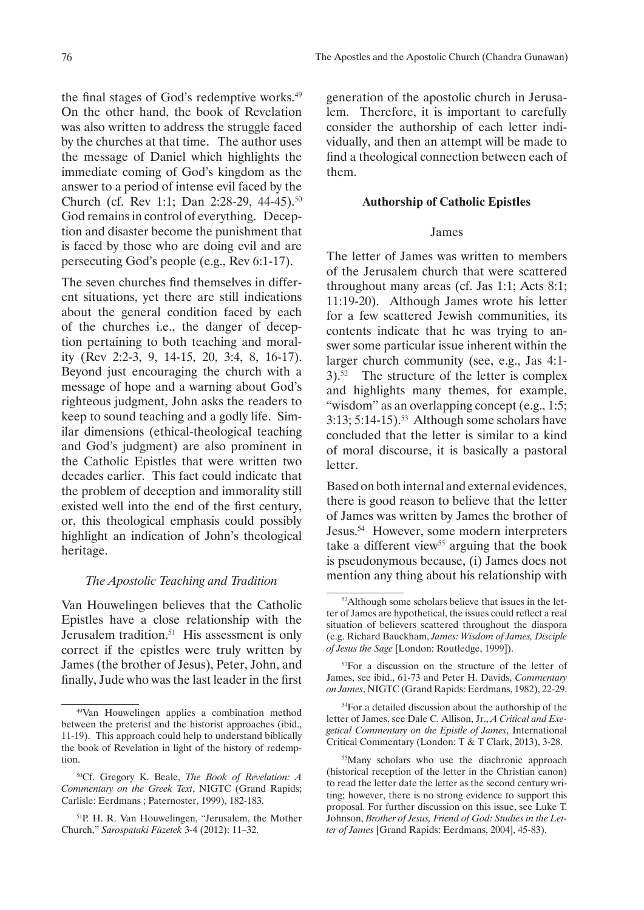the final stages of God's redemptive works.[49] On the other hand, the book of Revelation was also written to address the struggle faced by the churches at that time. The author uses the message of Daniel which highlights the immediate coming of God's kingdom as the answer to a period of intense evil faced by the Church (cf. Rev 1:1; Dan 2:28-29, 44-45).[50] God remains in control of everything. Deception and disaster become the punishment that is faced by those who are doing evil and are persecuting God's people (e.g., Rev 6:1-17).

The seven churches find themselves in different situations, yet there are still indications about the general condition faced by each of the churches i.e., the danger of deception pertaining to both teaching and morality (Rev 2:2-3, 9, 14-15, 20, 3:4, 8, 16-17). Beyond just encouraging the church with a message of hope and a warning about God's righteous judgment, John asks the readers to keep to sound teaching and a godly life. Similar dimensions (ethical-theological teaching and God's judgment) are also prominent in the Catholic Epistles that were written two decades earlier. This fact could indicate that the problem of deception and immorality still existed well into the end of the first century, or, this theological emphasis could possibly highlight an indication of John's theological heritage.

### *The Apostolic Teaching and Tradition*

Van Houwelingen believes that the Catholic Epistles have a close relationship with the Jerusalem tradition.[51] His assessment is only correct if the epistles were truly written by James (the brother of Jesus), Peter, John, and finally, Jude who was the last leader in the first generation of the apostolic church in Jerusalem. Therefore, it is important to carefully consider the authorship of each letter individually, and then an attempt will be made to find a theological connection between each of them.

## **Authorship of Catholic Epistles**

### James

The letter of James was written to members of the Jerusalem church that were scattered throughout many areas (cf. Jas 1:1; Acts 8:1; 11:19-20). Although James wrote his letter for a few scattered Jewish communities, its contents indicate that he was trying to answer some particular issue inherent within the larger church community (see, e.g., Jas 4:1-3).[52] The structure of the letter is complex and highlights many themes, for example, "wisdom" as an overlapping concept (e.g., 1:5; 3:13; 5:14-15).[53] Although some scholars have concluded that the letter is similar to a kind of moral discourse, it is basically a pastoral letter.

Based on both internal and external evidences, there is good reason to believe that the letter of James was written by James the brother of Jesus.[54] However, some modern interpreters take a different view[55] arguing that the book is pseudonymous because, (i) James does not mention any thing about his relationship with

---

[49] Van Houwelingen applies a combination method between the preterist and the historist approaches (ibid., 11-19). This approach could help to understand biblically the book of Revelation in light of the history of redemption.

[50] Cf. Gregory K. Beale, *The Book of Revelation: A Commentary on the Greek Text*, NIGTC (Grand Rapids; Carlisle: Eerdmans ; Paternoster, 1999), 182-183.

[51] P. H. R. Van Houwelingen, "Jerusalem, the Mother Church," *Sarospataki Füzetek* 3-4 (2012): 11–32.

[52] Although some scholars believe that issues in the letter of James are hypothetical, the issues could reflect a real situation of believers scattered throughout the diaspora (e.g. Richard Bauckham, *James: Wisdom of James, Disciple of Jesus the Sage* [London: Routledge, 1999]).

[53] For a discussion on the structure of the letter of James, see ibid., 61-73 and Peter H. Davids, *Commentary on James*, NIGTC (Grand Rapids: Eerdmans, 1982), 22-29.

[54] For a detailed discussion about the authorship of the letter of James, see Dale C. Allison, Jr., *A Critical and Exegetical Commentary on the Epistle of James*, International Critical Commentary (London: T & T Clark, 2013), 3-28.

[55] Many scholars who use the diachronic approach (historical reception of the letter in the Christian canon) to read the letter date the letter as the second century writing; however, there is no strong evidence to support this proposal. For further discussion on this issue, see Luke T. Johnson, *Brother of Jesus, Friend of God: Studies in the Letter of James* [Grand Rapids: Eerdmans, 2004], 45-83).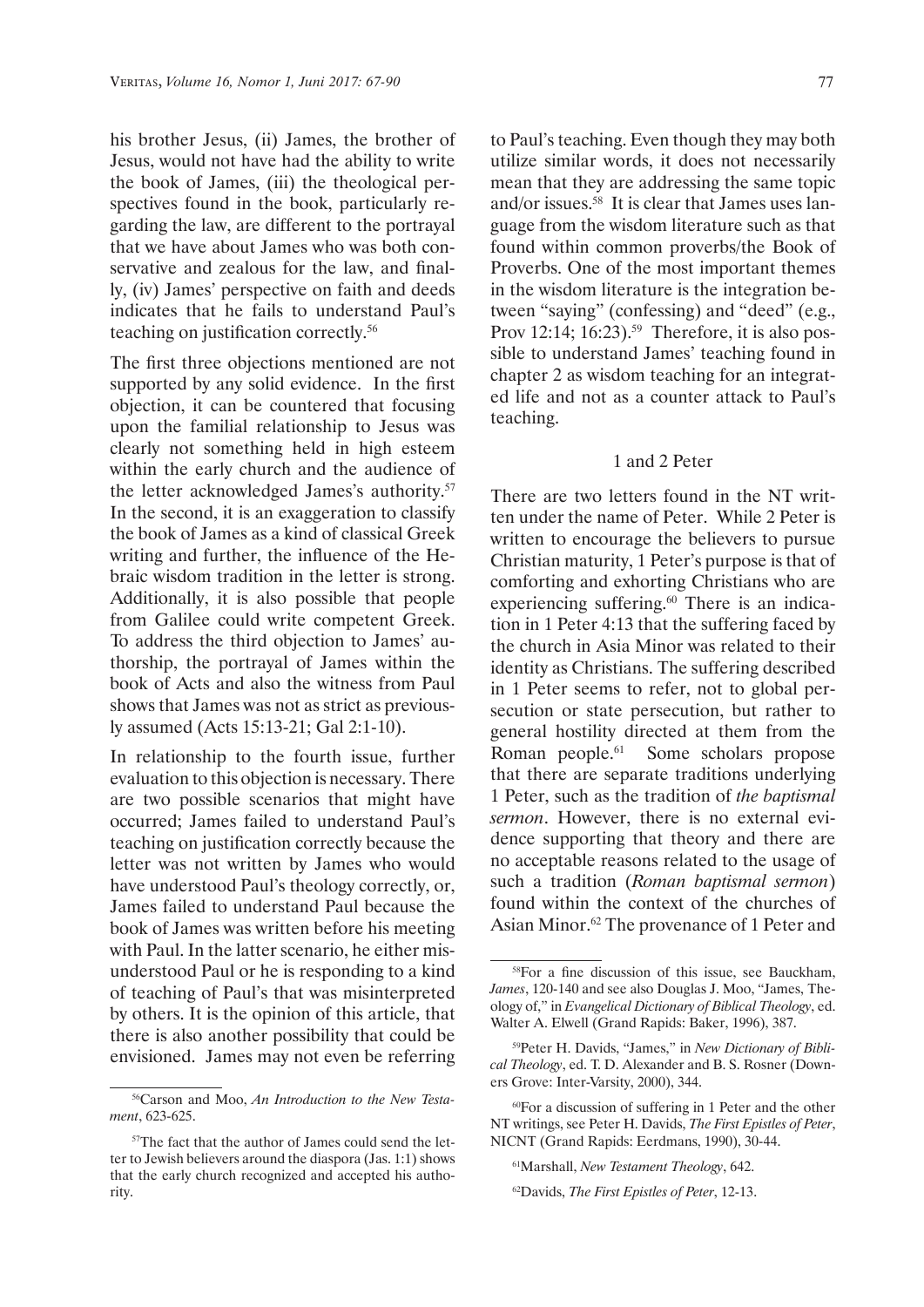his brother Jesus, (ii) James, the brother of Jesus, would not have had the ability to write the book of James, (iii) the theological perspectives found in the book, particularly regarding the law, are different to the portrayal that we have about James who was both conservative and zealous for the law, and finally, (iv) James' perspective on faith and deeds indicates that he fails to understand Paul's teaching on justification correctly.[56]

The first three objections mentioned are not supported by any solid evidence. In the first objection, it can be countered that focusing upon the familial relationship to Jesus was clearly not something held in high esteem within the early church and the audience of the letter acknowledged James's authority.[57] In the second, it is an exaggeration to classify the book of James as a kind of classical Greek writing and further, the influence of the Hebraic wisdom tradition in the letter is strong. Additionally, it is also possible that people from Galilee could write competent Greek. To address the third objection to James' authorship, the portrayal of James within the book of Acts and also the witness from Paul shows that James was not as strict as previously assumed (Acts 15:13-21; Gal 2:1-10).

In relationship to the fourth issue, further evaluation to this objection is necessary. There are two possible scenarios that might have occurred; James failed to understand Paul's teaching on justification correctly because the letter was not written by James who would have understood Paul's theology correctly, or, James failed to understand Paul because the book of James was written before his meeting with Paul. In the latter scenario, he either misunderstood Paul or he is responding to a kind of teaching of Paul's that was misinterpreted by others. It is the opinion of this article, that there is also another possibility that could be envisioned. James may not even be referring to Paul's teaching. Even though they may both utilize similar words, it does not necessarily mean that they are addressing the same topic and/or issues.[58] It is clear that James uses language from the wisdom literature such as that found within common proverbs/the Book of Proverbs. One of the most important themes in the wisdom literature is the integration between "saying" (confessing) and "deed" (e.g., Prov 12:14; 16:23).[59] Therefore, it is also possible to understand James' teaching found in chapter 2 as wisdom teaching for an integrated life and not as a counter attack to Paul's teaching.

### 1 and 2 Peter

There are two letters found in the NT written under the name of Peter. While 2 Peter is written to encourage the believers to pursue Christian maturity, 1 Peter's purpose is that of comforting and exhorting Christians who are experiencing suffering.[60] There is an indication in 1 Peter 4:13 that the suffering faced by the church in Asia Minor was related to their identity as Christians. The suffering described in 1 Peter seems to refer, not to global persecution or state persecution, but rather to general hostility directed at them from the Roman people.[61] Some scholars propose that there are separate traditions underlying 1 Peter, such as the tradition of *the baptismal sermon*. However, there is no external evidence supporting that theory and there are no acceptable reasons related to the usage of such a tradition (*Roman baptismal sermon*) found within the context of the churches of Asian Minor.[62] The provenance of 1 Peter and

---

[56]Carson and Moo, *An Introduction to the New Testament*, 623-625.

[57]The fact that the author of James could send the letter to Jewish believers around the diaspora (Jas. 1:1) shows that the early church recognized and accepted his authority.

[58]For a fine discussion of this issue, see Bauckham, *James*, 120-140 and see also Douglas J. Moo, "James, Theology of," in *Evangelical Dictionary of Biblical Theology*, ed. Walter A. Elwell (Grand Rapids: Baker, 1996), 387.

[59]Peter H. Davids, "James," in *New Dictionary of Biblical Theology*, ed. T. D. Alexander and B. S. Rosner (Downers Grove: Inter-Varsity, 2000), 344.

[60]For a discussion of suffering in 1 Peter and the other NT writings, see Peter H. Davids, *The First Epistles of Peter*, NICNT (Grand Rapids: Eerdmans, 1990), 30-44.

[61]Marshall, *New Testament Theology*, 642.

[62]Davids, *The First Epistles of Peter*, 12-13.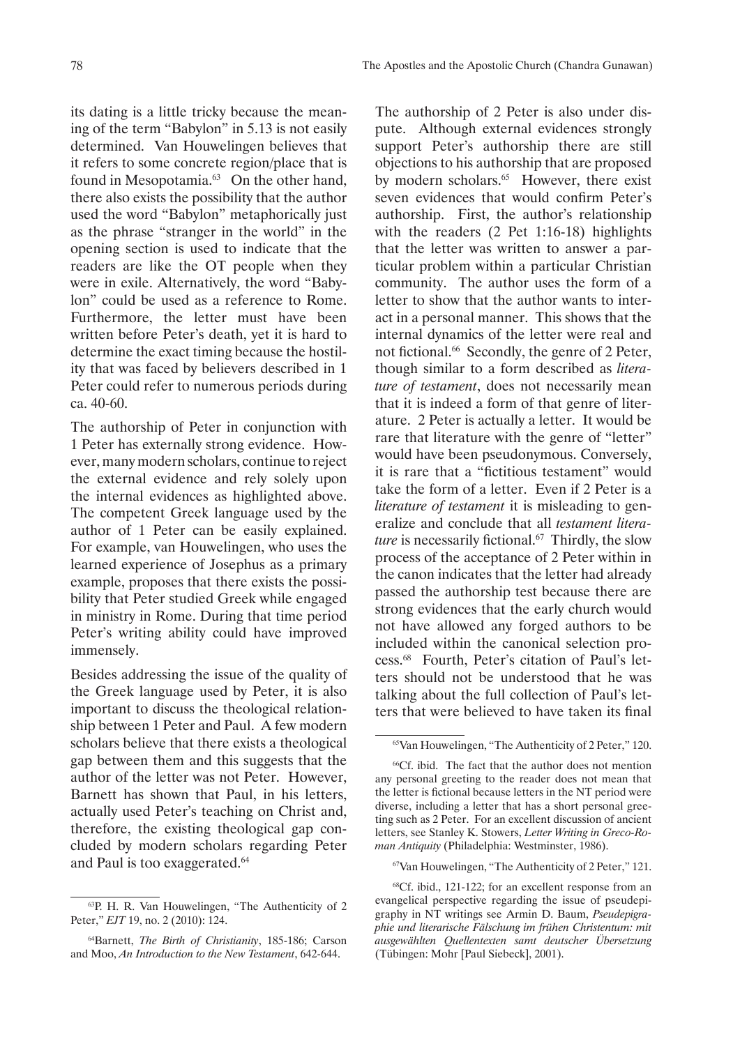its dating is a little tricky because the meaning of the term "Babylon" in 5.13 is not easily determined. Van Houwelingen believes that it refers to some concrete region/place that is found in Mesopotamia.[63] On the other hand, there also exists the possibility that the author used the word "Babylon" metaphorically just as the phrase "stranger in the world" in the opening section is used to indicate that the readers are like the OT people when they were in exile. Alternatively, the word "Babylon" could be used as a reference to Rome. Furthermore, the letter must have been written before Peter's death, yet it is hard to determine the exact timing because the hostility that was faced by believers described in 1 Peter could refer to numerous periods during ca. 40-60.

The authorship of Peter in conjunction with 1 Peter has externally strong evidence. However, many modern scholars, continue to reject the external evidence and rely solely upon the internal evidences as highlighted above. The competent Greek language used by the author of 1 Peter can be easily explained. For example, van Houwelingen, who uses the learned experience of Josephus as a primary example, proposes that there exists the possibility that Peter studied Greek while engaged in ministry in Rome. During that time period Peter's writing ability could have improved immensely.

Besides addressing the issue of the quality of the Greek language used by Peter, it is also important to discuss the theological relationship between 1 Peter and Paul. A few modern scholars believe that there exists a theological gap between them and this suggests that the author of the letter was not Peter. However, Barnett has shown that Paul, in his letters, actually used Peter's teaching on Christ and, therefore, the existing theological gap concluded by modern scholars regarding Peter and Paul is too exaggerated.[64]

The authorship of 2 Peter is also under dispute. Although external evidences strongly support Peter's authorship there are still objections to his authorship that are proposed by modern scholars.[65] However, there exist seven evidences that would confirm Peter's authorship. First, the author's relationship with the readers (2 Pet 1:16-18) highlights that the letter was written to answer a particular problem within a particular Christian community. The author uses the form of a letter to show that the author wants to interact in a personal manner. This shows that the internal dynamics of the letter were real and not fictional.[66] Secondly, the genre of 2 Peter, though similar to a form described as *literature of testament*, does not necessarily mean that it is indeed a form of that genre of literature. 2 Peter is actually a letter. It would be rare that literature with the genre of "letter" would have been pseudonymous. Conversely, it is rare that a "fictitious testament" would take the form of a letter. Even if 2 Peter is a *literature of testament* it is misleading to generalize and conclude that all *testament literature* is necessarily fictional.[67] Thirdly, the slow process of the acceptance of 2 Peter within in the canon indicates that the letter had already passed the authorship test because there are strong evidences that the early church would not have allowed any forged authors to be included within the canonical selection process.[68] Fourth, Peter's citation of Paul's letters should not be understood that he was talking about the full collection of Paul's letters that were believed to have taken its final

---

[63] P. H. R. Van Houwelingen, "The Authenticity of 2 Peter," *EJT* 19, no. 2 (2010): 124.

[64] Barnett, *The Birth of Christianity*, 185-186; Carson and Moo, *An Introduction to the New Testament*, 642-644.

[65] Van Houwelingen, "The Authenticity of 2 Peter," 120.

[66] Cf. ibid. The fact that the author does not mention any personal greeting to the reader does not mean that the letter is fictional because letters in the NT period were diverse, including a letter that has a short personal greeting such as 2 Peter. For an excellent discussion of ancient letters, see Stanley K. Stowers, *Letter Writing in Greco-Roman Antiquity* (Philadelphia: Westminster, 1986).

[67] Van Houwelingen, "The Authenticity of 2 Peter," 121.

[68] Cf. ibid., 121-122; for an excellent response from an evangelical perspective regarding the issue of pseudepigraphy in NT writings see Armin D. Baum, *Pseudepigraphie und literarische Fälschung im frühen Christentum: mit ausgewählten Quellentexten samt deutscher Übersetzung* (Tübingen: Mohr [Paul Siebeck], 2001).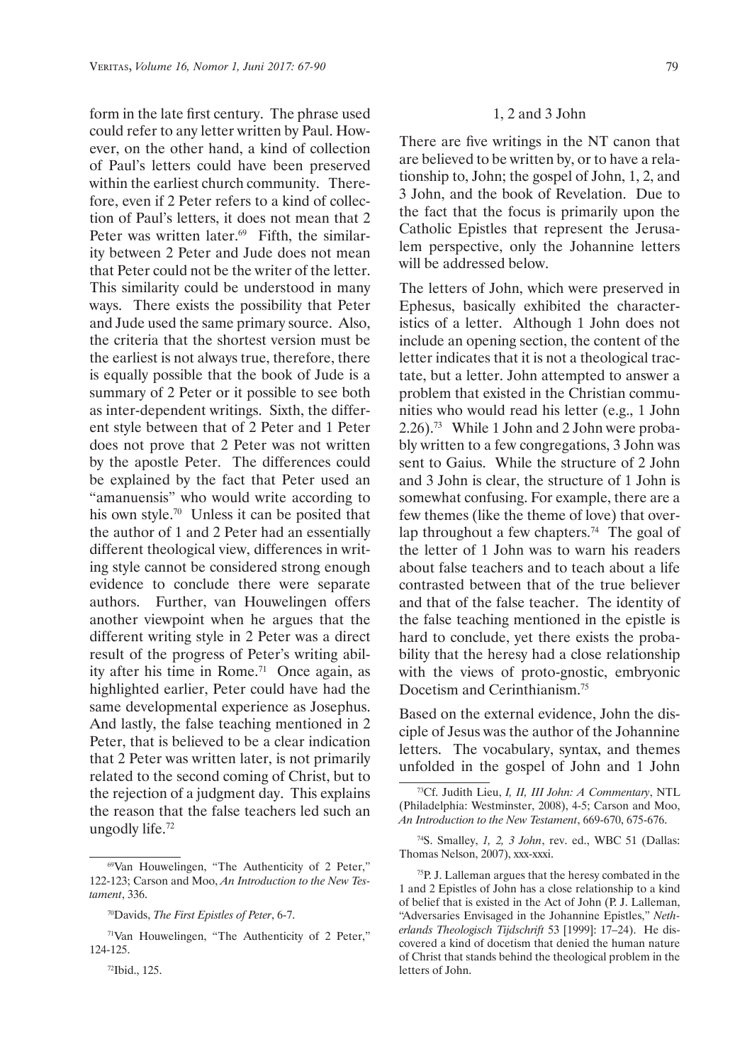form in the late first century. The phrase used could refer to any letter written by Paul. However, on the other hand, a kind of collection of Paul's letters could have been preserved within the earliest church community. Therefore, even if 2 Peter refers to a kind of collection of Paul's letters, it does not mean that 2 Peter was written later.[69] Fifth, the similarity between 2 Peter and Jude does not mean that Peter could not be the writer of the letter. This similarity could be understood in many ways. There exists the possibility that Peter and Jude used the same primary source. Also, the criteria that the shortest version must be the earliest is not always true, therefore, there is equally possible that the book of Jude is a summary of 2 Peter or it possible to see both as inter-dependent writings. Sixth, the different style between that of 2 Peter and 1 Peter does not prove that 2 Peter was not written by the apostle Peter. The differences could be explained by the fact that Peter used an "amanuensis" who would write according to his own style.[70] Unless it can be posited that the author of 1 and 2 Peter had an essentially different theological view, differences in writing style cannot be considered strong enough evidence to conclude there were separate authors. Further, van Houwelingen offers another viewpoint when he argues that the different writing style in 2 Peter was a direct result of the progress of Peter's writing ability after his time in Rome.[71] Once again, as highlighted earlier, Peter could have had the same developmental experience as Josephus. And lastly, the false teaching mentioned in 2 Peter, that is believed to be a clear indication that 2 Peter was written later, is not primarily related to the second coming of Christ, but to the rejection of a judgment day. This explains the reason that the false teachers led such an ungodly life.[72]

### 1, 2 and 3 John

There are five writings in the NT canon that are believed to be written by, or to have a relationship to, John; the gospel of John, 1, 2, and 3 John, and the book of Revelation. Due to the fact that the focus is primarily upon the Catholic Epistles that represent the Jerusalem perspective, only the Johannine letters will be addressed below.

The letters of John, which were preserved in Ephesus, basically exhibited the characteristics of a letter. Although 1 John does not include an opening section, the content of the letter indicates that it is not a theological tractate, but a letter. John attempted to answer a problem that existed in the Christian communities who would read his letter (e.g., 1 John 2.26).[73] While 1 John and 2 John were probably written to a few congregations, 3 John was sent to Gaius. While the structure of 2 John and 3 John is clear, the structure of 1 John is somewhat confusing. For example, there are a few themes (like the theme of love) that overlap throughout a few chapters.[74] The goal of the letter of 1 John was to warn his readers about false teachers and to teach about a life contrasted between that of the true believer and that of the false teacher. The identity of the false teaching mentioned in the epistle is hard to conclude, yet there exists the probability that the heresy had a close relationship with the views of proto-gnostic, embryonic Docetism and Cerinthianism.[75]

Based on the external evidence, John the disciple of Jesus was the author of the Johannine letters. The vocabulary, syntax, and themes unfolded in the gospel of John and 1 John

---

[69] Van Houwelingen, "The Authenticity of 2 Peter," 122-123; Carson and Moo, *An Introduction to the New Testament*, 336.

[70] Davids, *The First Epistles of Peter*, 6-7.

[71] Van Houwelingen, "The Authenticity of 2 Peter," 124-125.

[72] Ibid., 125.

[73] Cf. Judith Lieu, *I, II, III John: A Commentary*, NTL (Philadelphia: Westminster, 2008), 4-5; Carson and Moo, *An Introduction to the New Testament*, 669-670, 675-676.

[74] S. Smalley, *1, 2, 3 John*, rev. ed., WBC 51 (Dallas: Thomas Nelson, 2007), xxx-xxxi.

[75] P. J. Lalleman argues that the heresy combated in the 1 and 2 Epistles of John has a close relationship to a kind of belief that is existed in the Act of John (P. J. Lalleman, "Adversaries Envisaged in the Johannine Epistles," *Netherlands Theologisch Tijdschrift* 53 [1999]: 17–24). He discovered a kind of docetism that denied the human nature of Christ that stands behind the theological problem in the letters of John.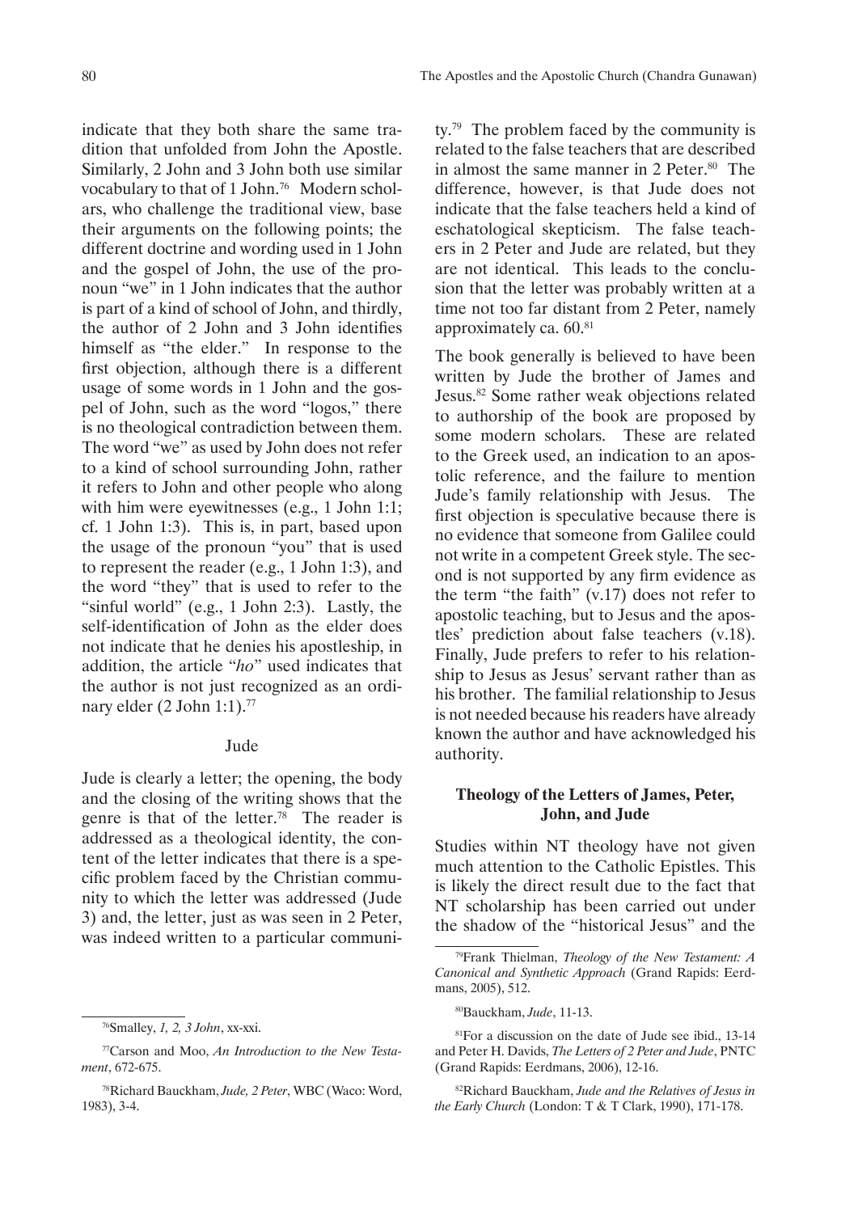indicate that they both share the same tradition that unfolded from John the Apostle. Similarly, 2 John and 3 John both use similar vocabulary to that of 1 John.[76] Modern scholars, who challenge the traditional view, base their arguments on the following points; the different doctrine and wording used in 1 John and the gospel of John, the use of the pronoun "we" in 1 John indicates that the author is part of a kind of school of John, and thirdly, the author of 2 John and 3 John identifies himself as "the elder." In response to the first objection, although there is a different usage of some words in 1 John and the gospel of John, such as the word "logos," there is no theological contradiction between them. The word "we" as used by John does not refer to a kind of school surrounding John, rather it refers to John and other people who along with him were eyewitnesses (e.g., 1 John 1:1; cf. 1 John 1:3). This is, in part, based upon the usage of the pronoun "you" that is used to represent the reader (e.g., 1 John 1:3), and the word "they" that is used to refer to the "sinful world" (e.g., 1 John 2:3). Lastly, the self-identification of John as the elder does not indicate that he denies his apostleship, in addition, the article "*ho*" used indicates that the author is not just recognized as an ordinary elder (2 John 1:1).[77]

### Jude

Jude is clearly a letter; the opening, the body and the closing of the writing shows that the genre is that of the letter.[78] The reader is addressed as a theological identity, the content of the letter indicates that there is a specific problem faced by the Christian community to which the letter was addressed (Jude 3) and, the letter, just as was seen in 2 Peter, was indeed written to a particular community.[79] The problem faced by the community is related to the false teachers that are described in almost the same manner in 2 Peter.[80] The difference, however, is that Jude does not indicate that the false teachers held a kind of eschatological skepticism. The false teachers in 2 Peter and Jude are related, but they are not identical. This leads to the conclusion that the letter was probably written at a time not too far distant from 2 Peter, namely approximately ca. 60.[81]

The book generally is believed to have been written by Jude the brother of James and Jesus.[82] Some rather weak objections related to authorship of the book are proposed by some modern scholars. These are related to the Greek used, an indication to an apostolic reference, and the failure to mention Jude's family relationship with Jesus. The first objection is speculative because there is no evidence that someone from Galilee could not write in a competent Greek style. The second is not supported by any firm evidence as the term "the faith" (v.17) does not refer to apostolic teaching, but to Jesus and the apostles' prediction about false teachers (v.18). Finally, Jude prefers to refer to his relationship to Jesus as Jesus' servant rather than as his brother. The familial relationship to Jesus is not needed because his readers have already known the author and have acknowledged his authority.

## Theology of the Letters of James, Peter, John, and Jude

Studies within NT theology have not given much attention to the Catholic Epistles. This is likely the direct result due to the fact that NT scholarship has been carried out under the shadow of the "historical Jesus" and the

---

[76] Smalley, *1, 2, 3 John*, xx-xxi.

[77] Carson and Moo, *An Introduction to the New Testament*, 672-675.

[78] Richard Bauckham, *Jude, 2 Peter*, WBC (Waco: Word, 1983), 3-4.

[79] Frank Thielman, *Theology of the New Testament: A Canonical and Synthetic Approach* (Grand Rapids: Eerdmans, 2005), 512.

[80] Bauckham, *Jude*, 11-13.

[81] For a discussion on the date of Jude see ibid., 13-14 and Peter H. Davids, *The Letters of 2 Peter and Jude*, PNTC (Grand Rapids: Eerdmans, 2006), 12-16.

[82] Richard Bauckham, *Jude and the Relatives of Jesus in the Early Church* (London: T & T Clark, 1990), 171-178.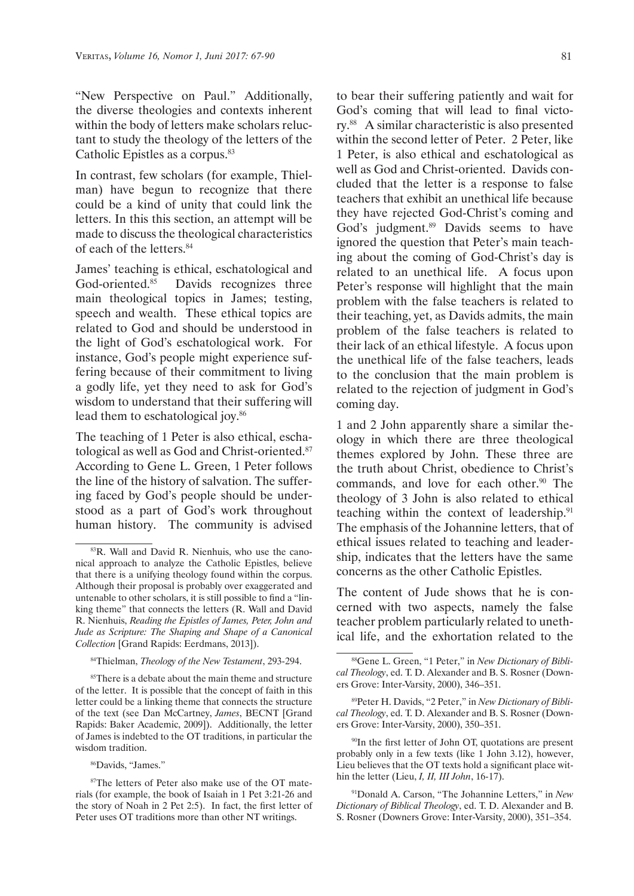"New Perspective on Paul." Additionally, the diverse theologies and contexts inherent within the body of letters make scholars reluctant to study the theology of the letters of the Catholic Epistles as a corpus.[83]

In contrast, few scholars (for example, Thielman) have begun to recognize that there could be a kind of unity that could link the letters. In this this section, an attempt will be made to discuss the theological characteristics of each of the letters.[84]

James' teaching is ethical, eschatological and God-oriented.[85] Davids recognizes three main theological topics in James; testing, speech and wealth. These ethical topics are related to God and should be understood in the light of God's eschatological work. For instance, God's people might experience suffering because of their commitment to living a godly life, yet they need to ask for God's wisdom to understand that their suffering will lead them to eschatological joy.[86]

The teaching of 1 Peter is also ethical, eschatological as well as God and Christ-oriented.[87] According to Gene L. Green, 1 Peter follows the line of the history of salvation. The suffering faced by God's people should be understood as a part of God's work throughout human history. The community is advised to bear their suffering patiently and wait for God's coming that will lead to final victory.[88] A similar characteristic is also presented within the second letter of Peter. 2 Peter, like 1 Peter, is also ethical and eschatological as well as God and Christ-oriented. Davids concluded that the letter is a response to false teachers that exhibit an unethical life because they have rejected God-Christ's coming and God's judgment.[89] Davids seems to have ignored the question that Peter's main teaching about the coming of God-Christ's day is related to an unethical life. A focus upon Peter's response will highlight that the main problem with the false teachers is related to their teaching, yet, as Davids admits, the main problem of the false teachers is related to their lack of an ethical lifestyle. A focus upon the unethical life of the false teachers, leads to the conclusion that the main problem is related to the rejection of judgment in God's coming day.

1 and 2 John apparently share a similar theology in which there are three theological themes explored by John. These three are the truth about Christ, obedience to Christ's commands, and love for each other.[90] The theology of 3 John is also related to ethical teaching within the context of leadership.[91] The emphasis of the Johannine letters, that of ethical issues related to teaching and leadership, indicates that the letters have the same concerns as the other Catholic Epistles.

The content of Jude shows that he is concerned with two aspects, namely the false teacher problem particularly related to unethical life, and the exhortation related to the

---

[83] R. Wall and David R. Nienhuis, who use the canonical approach to analyze the Catholic Epistles, believe that there is a unifying theology found within the corpus. Although their proposal is probably over exaggerated and untenable to other scholars, it is still possible to find a "linking theme" that connects the letters (R. Wall and David R. Nienhuis, *Reading the Epistles of James, Peter, John and Jude as Scripture: The Shaping and Shape of a Canonical Collection* [Grand Rapids: Eerdmans, 2013]).

[84] Thielman, *Theology of the New Testament*, 293-294.

[85] There is a debate about the main theme and structure of the letter. It is possible that the concept of faith in this letter could be a linking theme that connects the structure of the text (see Dan McCartney, *James*, BECNT [Grand Rapids: Baker Academic, 2009]). Additionally, the letter of James is indebted to the OT traditions, in particular the wisdom tradition.

[86] Davids, "James."

[87] The letters of Peter also make use of the OT materials (for example, the book of Isaiah in 1 Pet 3:21-26 and the story of Noah in 2 Pet 2:5). In fact, the first letter of Peter uses OT traditions more than other NT writings.

[88] Gene L. Green, "1 Peter," in *New Dictionary of Biblical Theology*, ed. T. D. Alexander and B. S. Rosner (Downers Grove: Inter-Varsity, 2000), 346–351.

[89] Peter H. Davids, "2 Peter," in *New Dictionary of Biblical Theology*, ed. T. D. Alexander and B. S. Rosner (Downers Grove: Inter-Varsity, 2000), 350–351.

[90] In the first letter of John OT, quotations are present probably only in a few texts (like 1 John 3.12), however, Lieu believes that the OT texts hold a significant place within the letter (Lieu, *I, II, III John*, 16-17).

[91] Donald A. Carson, "The Johannine Letters," in *New Dictionary of Biblical Theology*, ed. T. D. Alexander and B. S. Rosner (Downers Grove: Inter-Varsity, 2000), 351–354.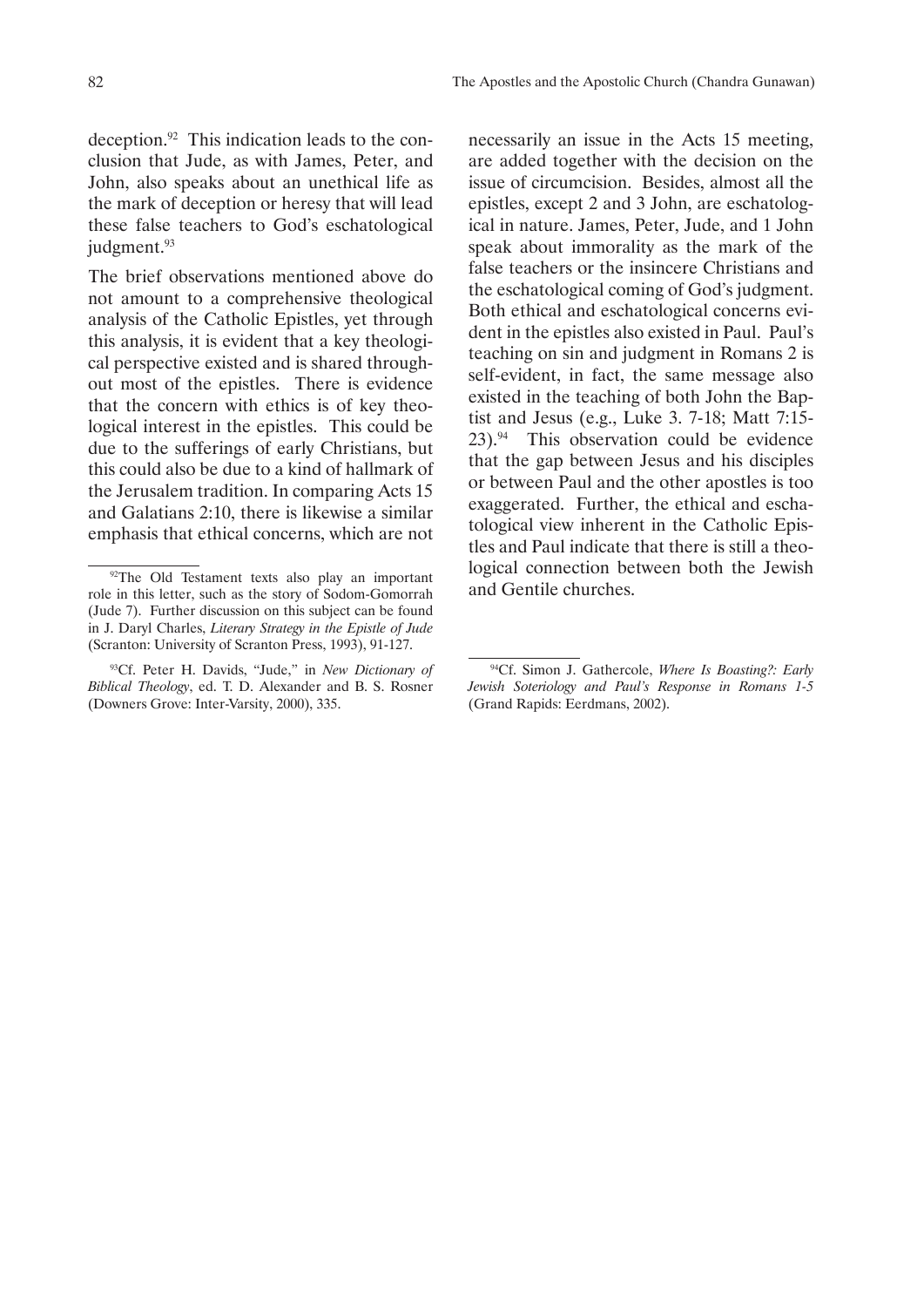deception.[92] This indication leads to the conclusion that Jude, as with James, Peter, and John, also speaks about an unethical life as the mark of deception or heresy that will lead these false teachers to God's eschatological judgment.[93]

The brief observations mentioned above do not amount to a comprehensive theological analysis of the Catholic Epistles, yet through this analysis, it is evident that a key theological perspective existed and is shared throughout most of the epistles. There is evidence that the concern with ethics is of key theological interest in the epistles. This could be due to the sufferings of early Christians, but this could also be due to a kind of hallmark of the Jerusalem tradition. In comparing Acts 15 and Galatians 2:10, there is likewise a similar emphasis that ethical concerns, which are not necessarily an issue in the Acts 15 meeting, are added together with the decision on the issue of circumcision. Besides, almost all the epistles, except 2 and 3 John, are eschatological in nature. James, Peter, Jude, and 1 John speak about immorality as the mark of the false teachers or the insincere Christians and the eschatological coming of God's judgment. Both ethical and eschatological concerns evident in the epistles also existed in Paul. Paul's teaching on sin and judgment in Romans 2 is self-evident, in fact, the same message also existed in the teaching of both John the Baptist and Jesus (e.g., Luke 3. 7-18; Matt 7:15-23).[94] This observation could be evidence that the gap between Jesus and his disciples or between Paul and the other apostles is too exaggerated. Further, the ethical and eschatological view inherent in the Catholic Epistles and Paul indicate that there is still a theological connection between both the Jewish and Gentile churches.

---

[92]The Old Testament texts also play an important role in this letter, such as the story of Sodom-Gomorrah (Jude 7). Further discussion on this subject can be found in J. Daryl Charles, *Literary Strategy in the Epistle of Jude* (Scranton: University of Scranton Press, 1993), 91-127.

[93]Cf. Peter H. Davids, "Jude," in *New Dictionary of Biblical Theology*, ed. T. D. Alexander and B. S. Rosner (Downers Grove: Inter-Varsity, 2000), 335.

[94]Cf. Simon J. Gathercole, *Where Is Boasting?: Early Jewish Soteriology and Paul's Response in Romans 1-5* (Grand Rapids: Eerdmans, 2002).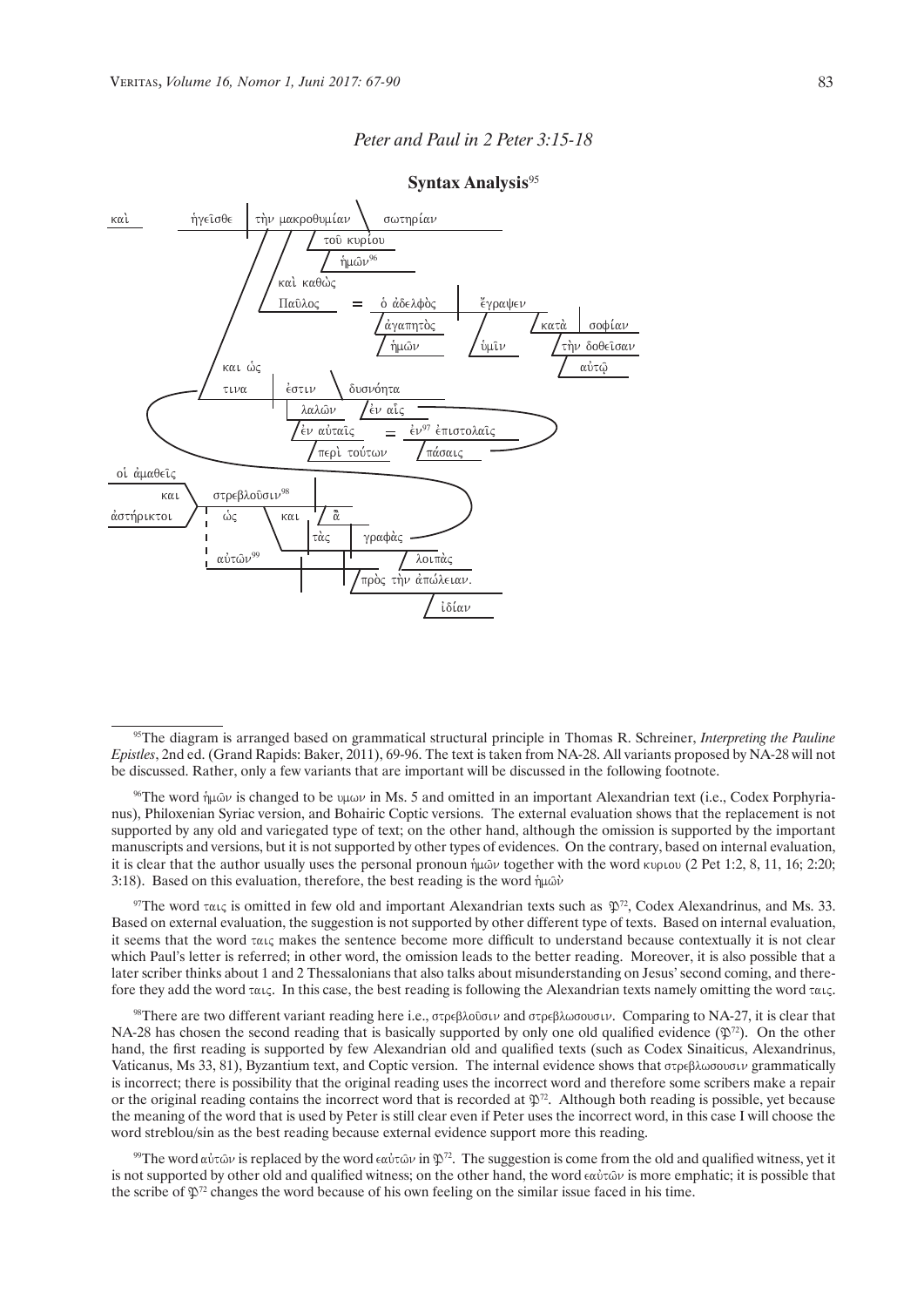*Peter and Paul in 2 Peter 3:15-18*

**Syntax Analysis**[95]

```
καὶ        ἡγεῖσθε | τὴν μακροθυμίαν \ σωτηρίαν
                          τοῦ κυρίου
                            ἡμῶν[96]
                     καὶ καθὼς
                     Παῦλος  =  ὁ ἀδελφὸς | ἔγραψεν
                                 ἀγαπητὸς     ὑμῖν      κατὰ | σοφίαν
                                 ἡμῶν                        τὴν δοθεῖσαν
                                                                 αὐτῷ
              και ὡς
              τινα | ἐστιν \ δυσνόητα
                     λαλῶν   ἐν αἷς
                     ἐν αὐταῖς  =  ἐν[97] ἐπιστολαῖς
                     περὶ τούτων     πάσαις
οἱ ἀμαθεῖς
    και       στρεβλοῦσιν[98]
ἀστήρικτοι    ὡς     και   ἃ
                     τὰς | γραφὰς
              αὐτῶν[99]         λοιπὰς
                             πρὸς τὴν ἀπώλειαν.
                                   ἰδίαν
```

[95]The diagram is arranged based on grammatical structural principle in Thomas R. Schreiner, *Interpreting the Pauline Epistles*, 2nd ed. (Grand Rapids: Baker, 2011), 69-96. The text is taken from NA-28. All variants proposed by NA-28 will not be discussed. Rather, only a few variants that are important will be discussed in the following footnote.

[96]The word ἡμῶν is changed to be υμων in Ms. 5 and omitted in an important Alexandrian text (i.e., Codex Porphyrianus), Philoxenian Syriac version, and Bohairic Coptic versions. The external evaluation shows that the replacement is not supported by any old and variegated type of text; on the other hand, although the omission is supported by the important manuscripts and versions, but it is not supported by other types of evidences. On the contrary, based on internal evaluation, it is clear that the author usually uses the personal pronoun ἡμῶν together with the word κυριου (2 Pet 1:2, 8, 11, 16; 2:20; 3:18). Based on this evaluation, therefore, the best reading is the word ἡμῶν

[97]The word ταις is omitted in few old and important Alexandrian texts such as 𝔓[72], Codex Alexandrinus, and Ms. 33. Based on external evaluation, the suggestion is not supported by other different type of texts. Based on internal evaluation, it seems that the word ταις makes the sentence become more difficult to understand because contextually it is not clear which Paul's letter is referred; in other word, the omission leads to the better reading. Moreover, it is also possible that a later scriber thinks about 1 and 2 Thessalonians that also talks about misunderstanding on Jesus' second coming, and therefore they add the word ταις. In this case, the best reading is following the Alexandrian texts namely omitting the word ταις.

[98]There are two different variant reading here i.e., στρεβλοῦσιν and στρεβλωσουσιν. Comparing to NA-27, it is clear that NA-28 has chosen the second reading that is basically supported by only one old qualified evidence (𝔓[72]). On the other hand, the first reading is supported by few Alexandrian old and qualified texts (such as Codex Sinaiticus, Alexandrinus, Vaticanus, Ms 33, 81), Byzantium text, and Coptic version. The internal evidence shows that στρεβλωσουσιν grammatically is incorrect; there is possibility that the original reading uses the incorrect word and therefore some scribers make a repair or the original reading contains the incorrect word that is recorded at 𝔓[72]. Although both reading is possible, yet because the meaning of the word that is used by Peter is still clear even if Peter uses the incorrect word, in this case I will choose the word streblou/sin as the best reading because external evidence support more this reading.

[99]The word αὐτῶν is replaced by the word εαὐτῶν in 𝔓[72]. The suggestion is come from the old and qualified witness, yet it is not supported by other old and qualified witness; on the other hand, the word εαὐτῶν is more emphatic; it is possible that the scribe of 𝔓[72] changes the word because of his own feeling on the similar issue faced in his time.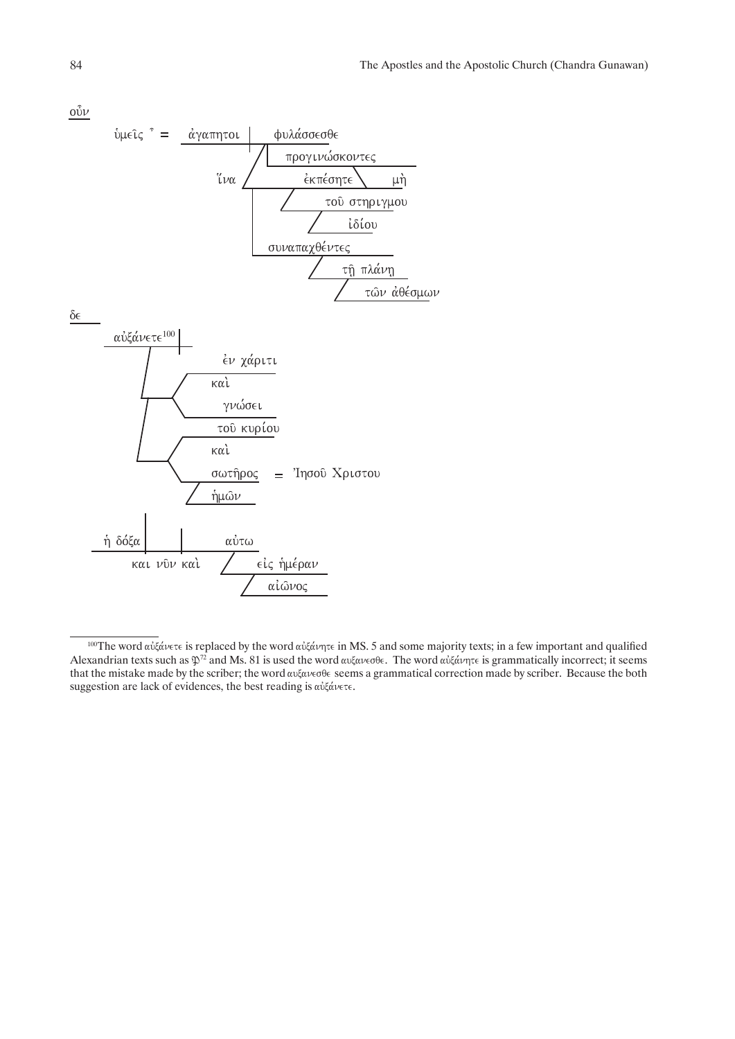οὖν

ὑμεῖς ˀ = ἀγαπητοι | φυλάσσεσθε

προγινώσκοντες

ἵνα ἐκπέσητε μὴ

τοῦ στηριγμου

ἰδίου

συναπαχθέντες

τῇ πλάνῃ

τῶν ἀθέσμων

δε

αὐξάνετε[100] |

ἐν χάριτι

καὶ

γνώσει

τοῦ κυρίου

καὶ

σωτῆρος = Ἰησοῦ Χριστου

ἡμῶν

ἡ δόξα | | αὐτω

και νῦν καὶ

εἰς ἡμέραν

αἰῶνος

---

[100]The word αὐξάνετε is replaced by the word αὐξάνητε in MS. 5 and some majority texts; in a few important and qualified Alexandrian texts such as $\mathfrak{P}^{72}$ and Ms. 81 is used the word αυξανεσθε. The word αὐξάνητε is grammatically incorrect; it seems that the mistake made by the scriber; the word αυξανεσθε seems a grammatical correction made by scriber. Because the both suggestion are lack of evidences, the best reading is αὐξάνετε.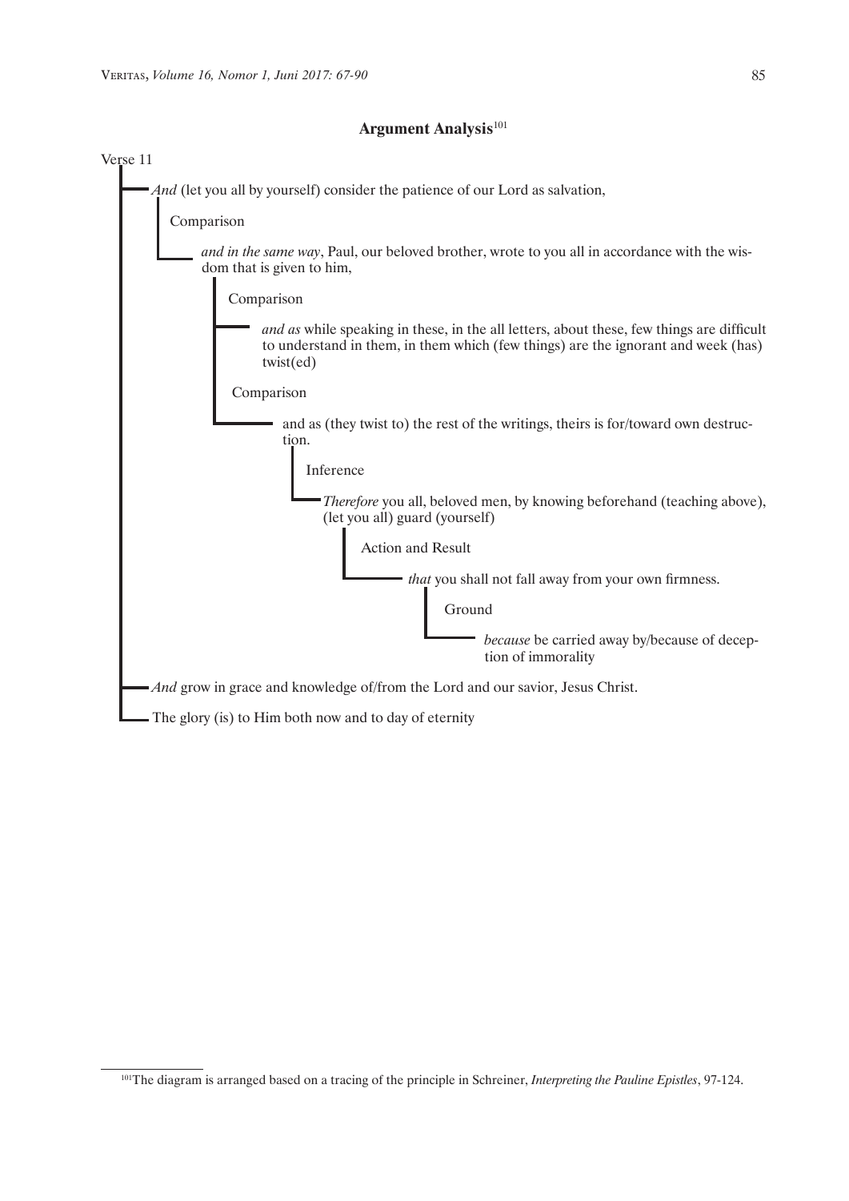**Argument Analysis**[101]

Verse 11

- *And* (let you all by yourself) consider the patience of our Lord as salvation,
  - Comparison
  - *and in the same way*, Paul, our beloved brother, wrote to you all in accordance with the wisdom that is given to him,
    - Comparison
    - *and as* while speaking in these, in the all letters, about these, few things are difficult to understand in them, in them which (few things) are the ignorant and week (has) twist(ed)
    - Comparison
    - and as (they twist to) the rest of the writings, theirs is for/toward own destruction.
      - Inference
      - *Therefore* you all, beloved men, by knowing beforehand (teaching above), (let you all) guard (yourself)
        - Action and Result
        - *that* you shall not fall away from your own firmness.
          - Ground
          - *because* be carried away by/because of deception of immorality
- *And* grow in grace and knowledge of/from the Lord and our savior, Jesus Christ.
- The glory (is) to Him both now and to day of eternity

---

[101]The diagram is arranged based on a tracing of the principle in Schreiner, *Interpreting the Pauline Epistles*, 97-124.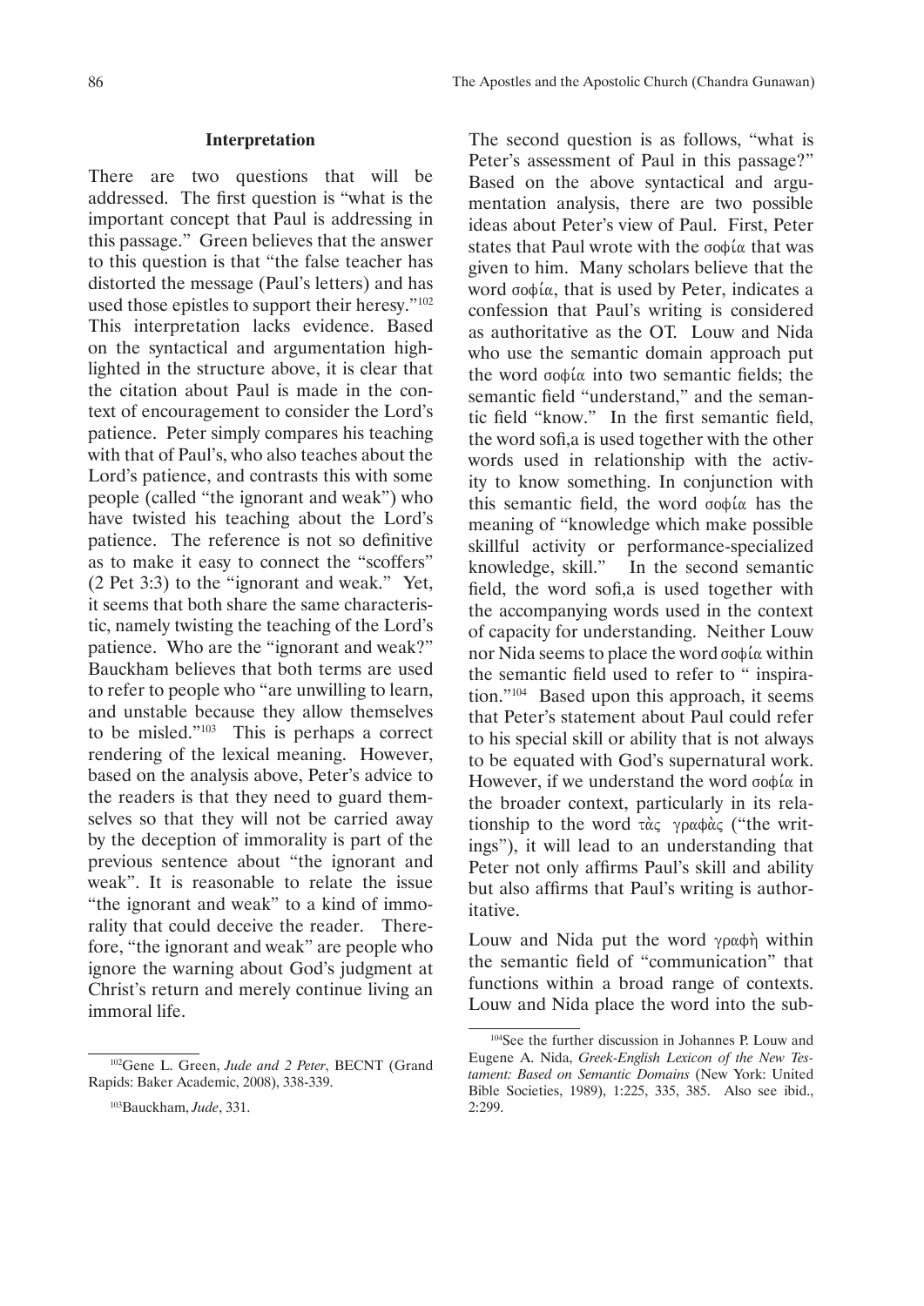### Interpretation

There are two questions that will be addressed. The first question is "what is the important concept that Paul is addressing in this passage." Green believes that the answer to this question is that "the false teacher has distorted the message (Paul's letters) and has used those epistles to support their heresy."[102] This interpretation lacks evidence. Based on the syntactical and argumentation highlighted in the structure above, it is clear that the citation about Paul is made in the context of encouragement to consider the Lord's patience. Peter simply compares his teaching with that of Paul's, who also teaches about the Lord's patience, and contrasts this with some people (called "the ignorant and weak") who have twisted his teaching about the Lord's patience. The reference is not so definitive as to make it easy to connect the "scoffers" (2 Pet 3:3) to the "ignorant and weak." Yet, it seems that both share the same characteristic, namely twisting the teaching of the Lord's patience. Who are the "ignorant and weak?" Bauckham believes that both terms are used to refer to people who "are unwilling to learn, and unstable because they allow themselves to be misled."[103] This is perhaps a correct rendering of the lexical meaning. However, based on the analysis above, Peter's advice to the readers is that they need to guard themselves so that they will not be carried away by the deception of immorality is part of the previous sentence about "the ignorant and weak". It is reasonable to relate the issue "the ignorant and weak" to a kind of immorality that could deceive the reader. Therefore, "the ignorant and weak" are people who ignore the warning about God's judgment at Christ's return and merely continue living an immoral life.

The second question is as follows, "what is Peter's assessment of Paul in this passage?" Based on the above syntactical and argumentation analysis, there are two possible ideas about Peter's view of Paul. First, Peter states that Paul wrote with the σοφία that was given to him. Many scholars believe that the word σοφία, that is used by Peter, indicates a confession that Paul's writing is considered as authoritative as the OT. Louw and Nida who use the semantic domain approach put the word σοφία into two semantic fields; the semantic field "understand," and the semantic field "know." In the first semantic field, the word sofi,a is used together with the other words used in relationship with the activity to know something. In conjunction with this semantic field, the word σοφία has the meaning of "knowledge which make possible skillful activity or performance-specialized knowledge, skill." In the second semantic field, the word sofi,a is used together with the accompanying words used in the context of capacity for understanding. Neither Louw nor Nida seems to place the word σοφία within the semantic field used to refer to " inspiration."[104] Based upon this approach, it seems that Peter's statement about Paul could refer to his special skill or ability that is not always to be equated with God's supernatural work. However, if we understand the word σοφία in the broader context, particularly in its relationship to the word τὰς γραφὰς ("the writings"), it will lead to an understanding that Peter not only affirms Paul's skill and ability but also affirms that Paul's writing is authoritative.

Louw and Nida put the word γραφὴ within the semantic field of "communication" that functions within a broad range of contexts. Louw and Nida place the word into the sub-

---

[102] Gene L. Green, *Jude and 2 Peter*, BECNT (Grand Rapids: Baker Academic, 2008), 338-339.

[103] Bauckham, *Jude*, 331.

[104] See the further discussion in Johannes P. Louw and Eugene A. Nida, *Greek-English Lexicon of the New Testament: Based on Semantic Domains* (New York: United Bible Societies, 1989), 1:225, 335, 385. Also see ibid., 2:299.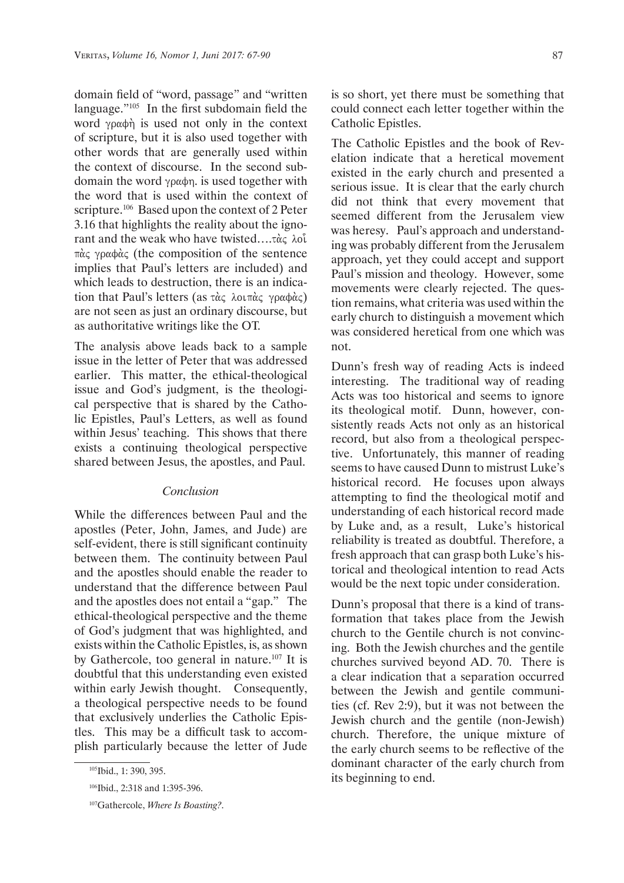domain field of "word, passage" and "written language."[105] In the first subdomain field the word γραφὴ is used not only in the context of scripture, but it is also used together with other words that are generally used within the context of discourse. In the second subdomain the word γραφη. is used together with the word that is used within the context of scripture.[106] Based upon the context of 2 Peter 3.16 that highlights the reality about the ignorant and the weak who have twisted….τὰς λοῖ πὰς γραφὰς (the composition of the sentence implies that Paul's letters are included) and which leads to destruction, there is an indication that Paul's letters (as τὰς λοιπὰς γραφὰς) are not seen as just an ordinary discourse, but as authoritative writings like the OT.

The analysis above leads back to a sample issue in the letter of Peter that was addressed earlier. This matter, the ethical-theological issue and God's judgment, is the theological perspective that is shared by the Catholic Epistles, Paul's Letters, as well as found within Jesus' teaching. This shows that there exists a continuing theological perspective shared between Jesus, the apostles, and Paul.

## *Conclusion*

While the differences between Paul and the apostles (Peter, John, James, and Jude) are self-evident, there is still significant continuity between them. The continuity between Paul and the apostles should enable the reader to understand that the difference between Paul and the apostles does not entail a "gap." The ethical-theological perspective and the theme of God's judgment that was highlighted, and exists within the Catholic Epistles, is, as shown by Gathercole, too general in nature.[107] It is doubtful that this understanding even existed within early Jewish thought. Consequently, a theological perspective needs to be found that exclusively underlies the Catholic Epistles. This may be a difficult task to accomplish particularly because the letter of Jude is so short, yet there must be something that could connect each letter together within the Catholic Epistles.

The Catholic Epistles and the book of Revelation indicate that a heretical movement existed in the early church and presented a serious issue. It is clear that the early church did not think that every movement that seemed different from the Jerusalem view was heresy. Paul's approach and understanding was probably different from the Jerusalem approach, yet they could accept and support Paul's mission and theology. However, some movements were clearly rejected. The question remains, what criteria was used within the early church to distinguish a movement which was considered heretical from one which was not.

Dunn's fresh way of reading Acts is indeed interesting. The traditional way of reading Acts was too historical and seems to ignore its theological motif. Dunn, however, consistently reads Acts not only as an historical record, but also from a theological perspective. Unfortunately, this manner of reading seems to have caused Dunn to mistrust Luke's historical record. He focuses upon always attempting to find the theological motif and understanding of each historical record made by Luke and, as a result, Luke's historical reliability is treated as doubtful. Therefore, a fresh approach that can grasp both Luke's historical and theological intention to read Acts would be the next topic under consideration.

Dunn's proposal that there is a kind of transformation that takes place from the Jewish church to the Gentile church is not convincing. Both the Jewish churches and the gentile churches survived beyond AD. 70. There is a clear indication that a separation occurred between the Jewish and gentile communities (cf. Rev 2:9), but it was not between the Jewish church and the gentile (non-Jewish) church. Therefore, the unique mixture of the early church seems to be reflective of the dominant character of the early church from its beginning to end.

---

[105] Ibid., 1: 390, 395.

[106] Ibid., 2:318 and 1:395-396.

[107] Gathercole, *Where Is Boasting?*.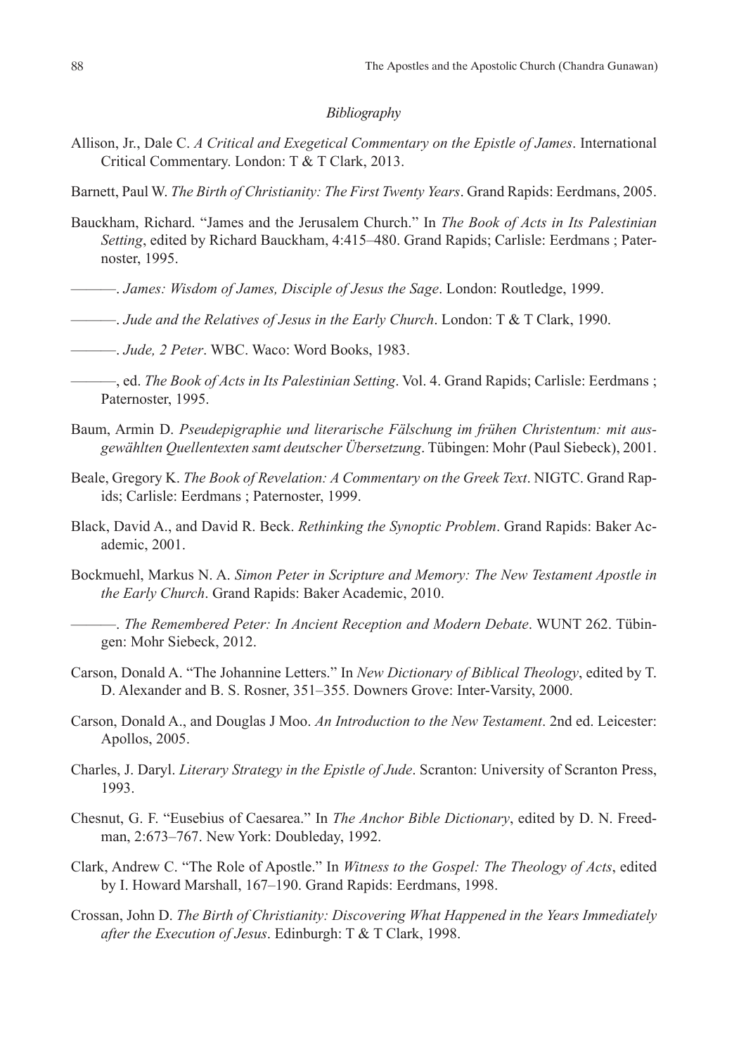*Bibliography*

Allison, Jr., Dale C. *A Critical and Exegetical Commentary on the Epistle of James*. International Critical Commentary. London: T & T Clark, 2013.

Barnett, Paul W. *The Birth of Christianity: The First Twenty Years*. Grand Rapids: Eerdmans, 2005.

Bauckham, Richard. "James and the Jerusalem Church." In *The Book of Acts in Its Palestinian Setting*, edited by Richard Bauckham, 4:415–480. Grand Rapids; Carlisle: Eerdmans ; Paternoster, 1995.

———. *James: Wisdom of James, Disciple of Jesus the Sage*. London: Routledge, 1999.

———. *Jude and the Relatives of Jesus in the Early Church*. London: T & T Clark, 1990.

———. *Jude, 2 Peter*. WBC. Waco: Word Books, 1983.

———, ed. *The Book of Acts in Its Palestinian Setting*. Vol. 4. Grand Rapids; Carlisle: Eerdmans ; Paternoster, 1995.

Baum, Armin D. *Pseudepigraphie und literarische Fälschung im frühen Christentum: mit ausgewählten Quellentexten samt deutscher Übersetzung*. Tübingen: Mohr (Paul Siebeck), 2001.

Beale, Gregory K. *The Book of Revelation: A Commentary on the Greek Text*. NIGTC. Grand Rapids; Carlisle: Eerdmans ; Paternoster, 1999.

Black, David A., and David R. Beck. *Rethinking the Synoptic Problem*. Grand Rapids: Baker Academic, 2001.

Bockmuehl, Markus N. A. *Simon Peter in Scripture and Memory: The New Testament Apostle in the Early Church*. Grand Rapids: Baker Academic, 2010.

———. *The Remembered Peter: In Ancient Reception and Modern Debate*. WUNT 262. Tübingen: Mohr Siebeck, 2012.

Carson, Donald A. "The Johannine Letters." In *New Dictionary of Biblical Theology*, edited by T. D. Alexander and B. S. Rosner, 351–355. Downers Grove: Inter-Varsity, 2000.

Carson, Donald A., and Douglas J Moo. *An Introduction to the New Testament*. 2nd ed. Leicester: Apollos, 2005.

Charles, J. Daryl. *Literary Strategy in the Epistle of Jude*. Scranton: University of Scranton Press, 1993.

Chesnut, G. F. "Eusebius of Caesarea." In *The Anchor Bible Dictionary*, edited by D. N. Freedman, 2:673–767. New York: Doubleday, 1992.

Clark, Andrew C. "The Role of Apostle." In *Witness to the Gospel: The Theology of Acts*, edited by I. Howard Marshall, 167–190. Grand Rapids: Eerdmans, 1998.

Crossan, John D. *The Birth of Christianity: Discovering What Happened in the Years Immediately after the Execution of Jesus*. Edinburgh: T & T Clark, 1998.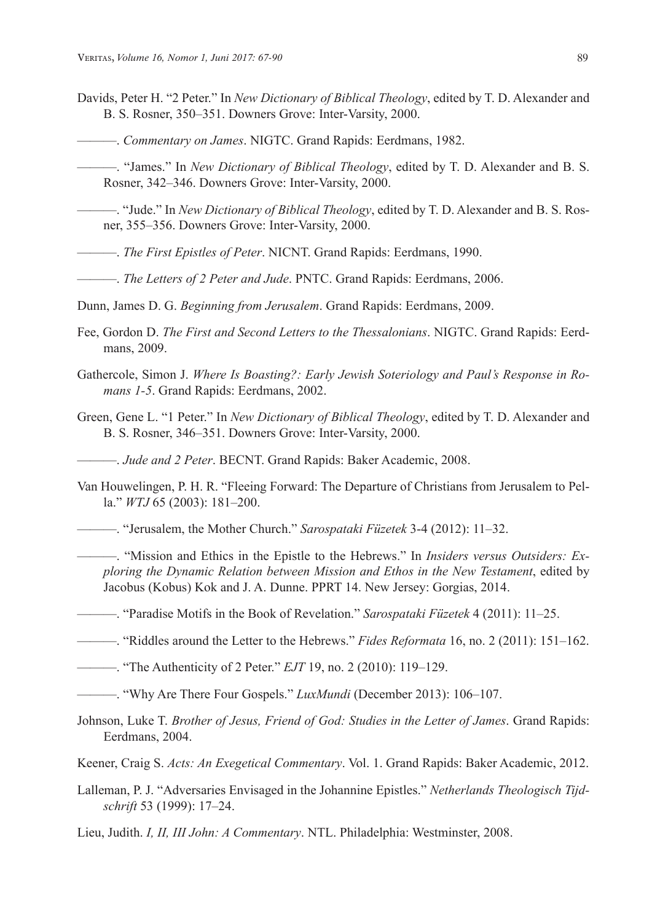Davids, Peter H. "2 Peter." In *New Dictionary of Biblical Theology*, edited by T. D. Alexander and B. S. Rosner, 350–351. Downers Grove: Inter-Varsity, 2000.

———. *Commentary on James*. NIGTC. Grand Rapids: Eerdmans, 1982.

———. "James." In *New Dictionary of Biblical Theology*, edited by T. D. Alexander and B. S. Rosner, 342–346. Downers Grove: Inter-Varsity, 2000.

———. "Jude." In *New Dictionary of Biblical Theology*, edited by T. D. Alexander and B. S. Rosner, 355–356. Downers Grove: Inter-Varsity, 2000.

———. *The First Epistles of Peter*. NICNT. Grand Rapids: Eerdmans, 1990.

———. *The Letters of 2 Peter and Jude*. PNTC. Grand Rapids: Eerdmans, 2006.

Dunn, James D. G. *Beginning from Jerusalem*. Grand Rapids: Eerdmans, 2009.

Fee, Gordon D. *The First and Second Letters to the Thessalonians*. NIGTC. Grand Rapids: Eerdmans, 2009.

Gathercole, Simon J. *Where Is Boasting?: Early Jewish Soteriology and Paul's Response in Romans 1-5*. Grand Rapids: Eerdmans, 2002.

Green, Gene L. "1 Peter." In *New Dictionary of Biblical Theology*, edited by T. D. Alexander and B. S. Rosner, 346–351. Downers Grove: Inter-Varsity, 2000.

———. *Jude and 2 Peter*. BECNT. Grand Rapids: Baker Academic, 2008.

Van Houwelingen, P. H. R. "Fleeing Forward: The Departure of Christians from Jerusalem to Pella." *WTJ* 65 (2003): 181–200.

———. "Jerusalem, the Mother Church." *Sarospataki Füzetek* 3-4 (2012): 11–32.

———. "Mission and Ethics in the Epistle to the Hebrews." In *Insiders versus Outsiders: Exploring the Dynamic Relation between Mission and Ethos in the New Testament*, edited by Jacobus (Kobus) Kok and J. A. Dunne. PPRT 14. New Jersey: Gorgias, 2014.

———. "Paradise Motifs in the Book of Revelation." *Sarospataki Füzetek* 4 (2011): 11–25.

———. "Riddles around the Letter to the Hebrews." *Fides Reformata* 16, no. 2 (2011): 151–162.

———. "The Authenticity of 2 Peter." *EJT* 19, no. 2 (2010): 119–129.

———. "Why Are There Four Gospels." *LuxMundi* (December 2013): 106–107.

Johnson, Luke T. *Brother of Jesus, Friend of God: Studies in the Letter of James*. Grand Rapids: Eerdmans, 2004.

Keener, Craig S. *Acts: An Exegetical Commentary*. Vol. 1. Grand Rapids: Baker Academic, 2012.

Lalleman, P. J. "Adversaries Envisaged in the Johannine Epistles." *Netherlands Theologisch Tijdschrift* 53 (1999): 17–24.

Lieu, Judith. *I, II, III John: A Commentary*. NTL. Philadelphia: Westminster, 2008.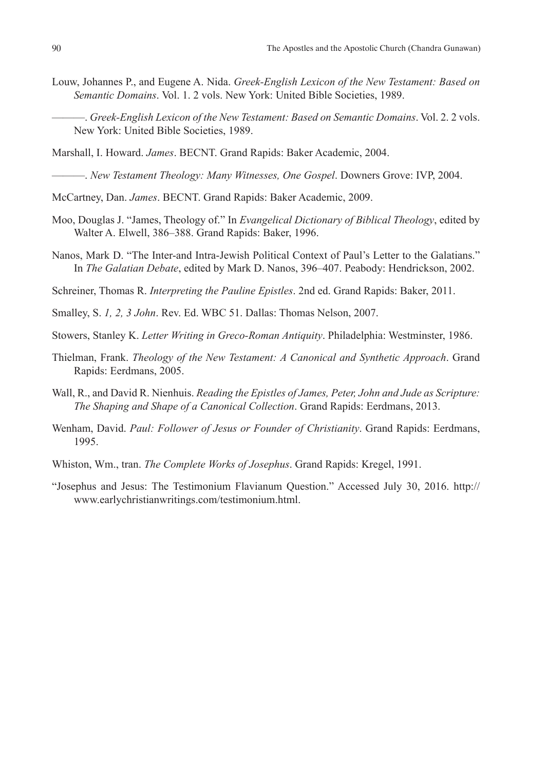Louw, Johannes P., and Eugene A. Nida. *Greek-English Lexicon of the New Testament: Based on Semantic Domains*. Vol. 1. 2 vols. New York: United Bible Societies, 1989.

———. *Greek-English Lexicon of the New Testament: Based on Semantic Domains*. Vol. 2. 2 vols. New York: United Bible Societies, 1989.

Marshall, I. Howard. *James*. BECNT. Grand Rapids: Baker Academic, 2004.

———. *New Testament Theology: Many Witnesses, One Gospel*. Downers Grove: IVP, 2004.

McCartney, Dan. *James*. BECNT. Grand Rapids: Baker Academic, 2009.

Moo, Douglas J. "James, Theology of." In *Evangelical Dictionary of Biblical Theology*, edited by Walter A. Elwell, 386–388. Grand Rapids: Baker, 1996.

Nanos, Mark D. "The Inter-and Intra-Jewish Political Context of Paul's Letter to the Galatians." In *The Galatian Debate*, edited by Mark D. Nanos, 396–407. Peabody: Hendrickson, 2002.

Schreiner, Thomas R. *Interpreting the Pauline Epistles*. 2nd ed. Grand Rapids: Baker, 2011.

Smalley, S. *1, 2, 3 John*. Rev. Ed. WBC 51. Dallas: Thomas Nelson, 2007.

Stowers, Stanley K. *Letter Writing in Greco-Roman Antiquity*. Philadelphia: Westminster, 1986.

Thielman, Frank. *Theology of the New Testament: A Canonical and Synthetic Approach*. Grand Rapids: Eerdmans, 2005.

Wall, R., and David R. Nienhuis. *Reading the Epistles of James, Peter, John and Jude as Scripture: The Shaping and Shape of a Canonical Collection*. Grand Rapids: Eerdmans, 2013.

Wenham, David. *Paul: Follower of Jesus or Founder of Christianity*. Grand Rapids: Eerdmans, 1995.

Whiston, Wm., tran. *The Complete Works of Josephus*. Grand Rapids: Kregel, 1991.

"Josephus and Jesus: The Testimonium Flavianum Question." Accessed July 30, 2016. http://www.earlychristianwritings.com/testimonium.html.